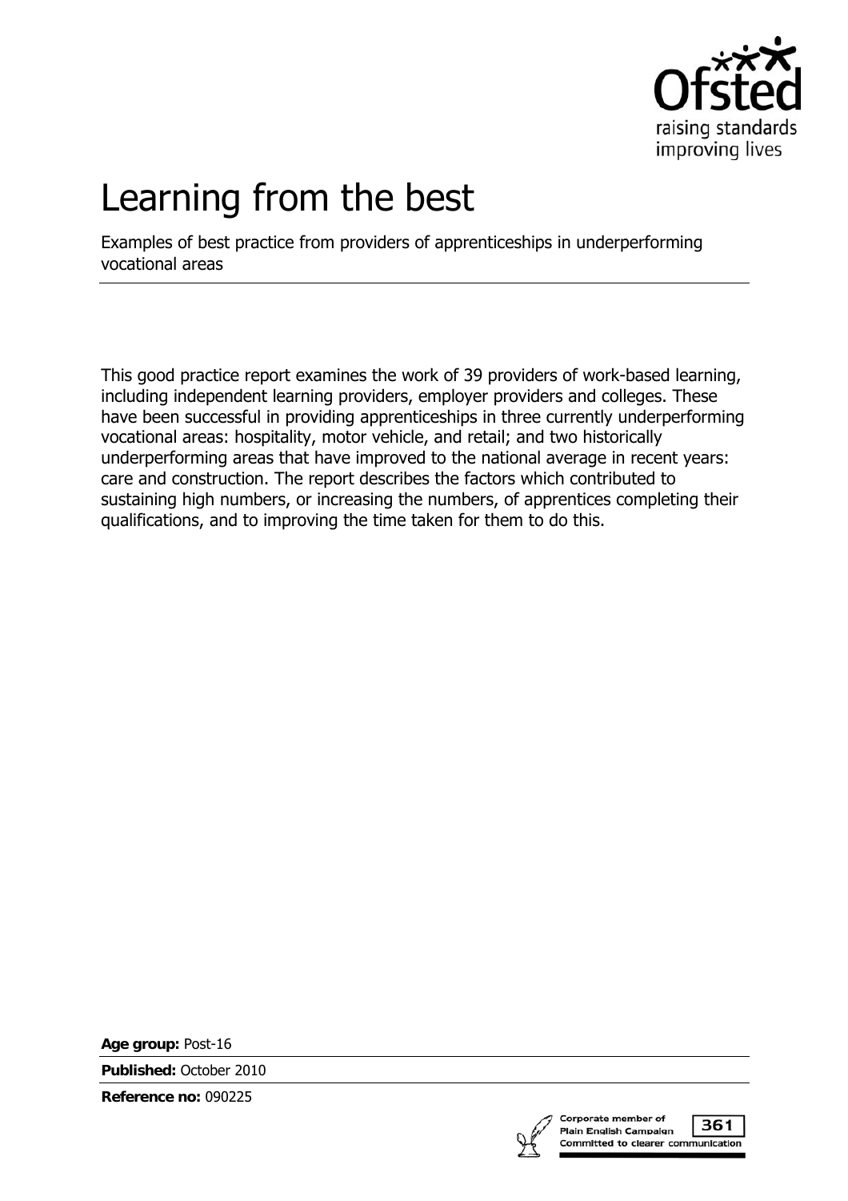# Learning from the best

Examples of best practice from providers of apprenticeships in underperforming vocational areas

This good practice report examines the work of 39 providers of work-based learning, including independent learning providers, employer providers and colleges. These have been successful in providing apprenticeships in three currently underperforming vocational areas: hospitality, motor vehicle, and retail; and two historically underperforming areas that have improved to the national average in recent years: care and construction. The report describes the factors which contributed to sustaining high numbers, or increasing the numbers, of apprentices completing their qualifications, and to improving the time taken for them to do this.

**Age group:** Post-16

**Published:** October 2010

**Reference no:** 090225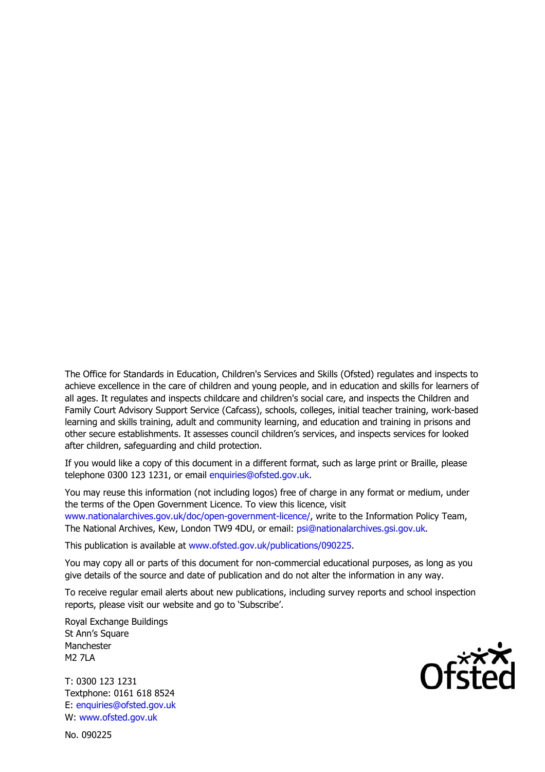The Office for Standards in Education, Children's Services and Skills (Ofsted) regulates and inspects to achieve excellence in the care of children and young people, and in education and skills for learners of all ages. It regulates and inspects childcare and children's social care, and inspects the Children and Family Court Advisory Support Service (Cafcass), schools, colleges, initial teacher training, work-based learning and skills training, adult and community learning, and education and training in prisons and other secure establishments. It assesses council children's services, and inspects services for looked after children, safeguarding and child protection.

If you would like a copy of this document in a different format, such as large print or Braille, please telephone 0300 123 1231, or email enquiries@ofsted.gov.uk.

You may reuse this information (not including logos) free of charge in any format or medium, under the terms of the Open Government Licence. To view this licence, visit www.nationalarchives.gov.uk/doc/open-government-licence/, write to the Information Policy Team, The National Archives, Kew, London TW9 4DU, or email: psi@nationalarchives.gsi.gov.uk.

This publication is available at www.ofsted.gov.uk/publications/090225.

You may copy all or parts of this document for non-commercial educational purposes, as long as you give details of the source and date of publication and do not alter the information in any way.

To receive regular email alerts about new publications, including survey reports and school inspection reports, please visit our website and go to 'Subscribe'.

Royal Exchange Buildings
St Ann's Square
Manchester
M2 7LA

T: 0300 123 1231
Textphone: 0161 618 8524
E: enquiries@ofsted.gov.uk
W: www.ofsted.gov.uk

No. 090225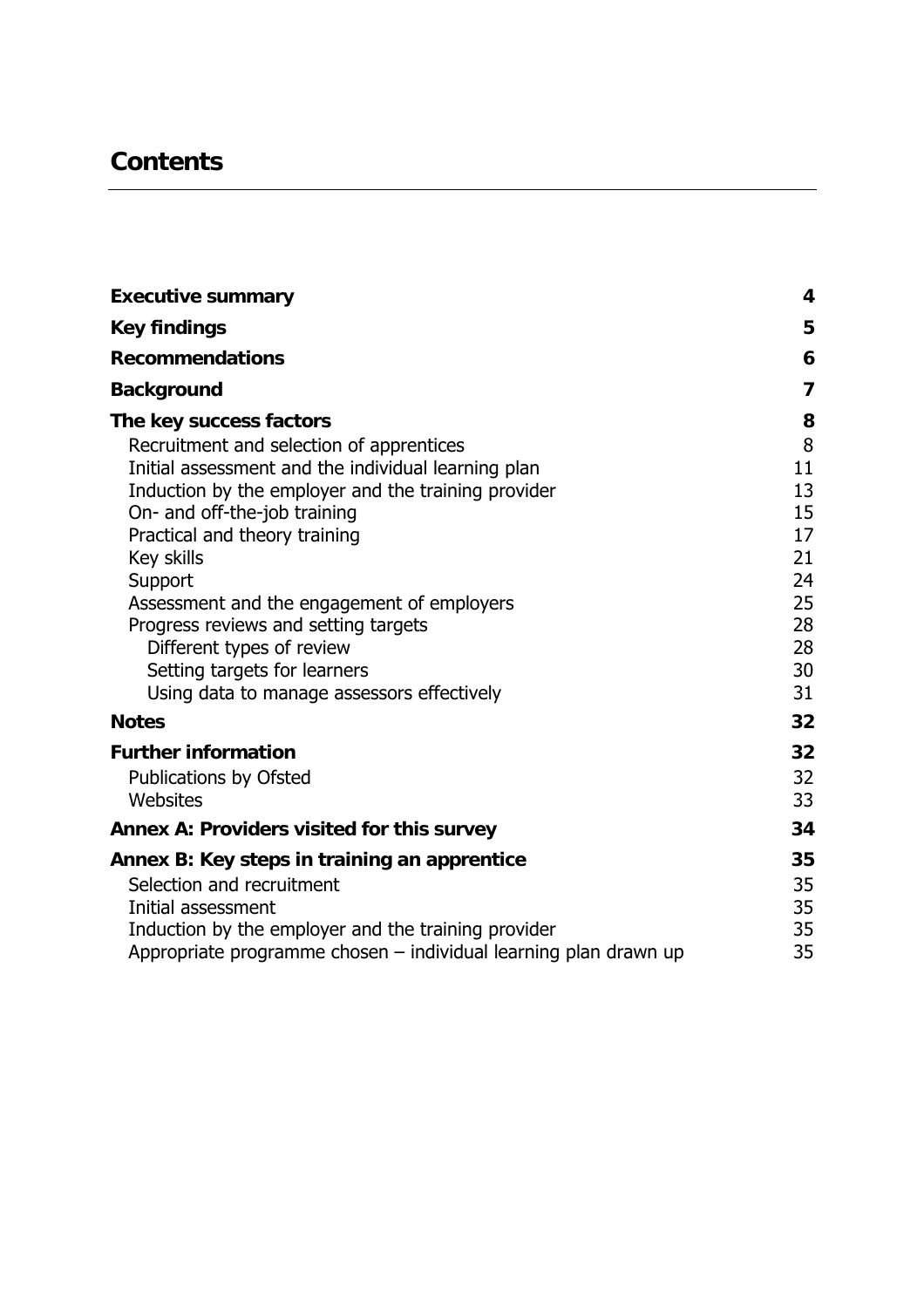# Contents

| | |
|---|---|
| **Executive summary** | **4** |
| **Key findings** | **5** |
| **Recommendations** | **6** |
| **Background** | **7** |
| **The key success factors** | **8** |
| Recruitment and selection of apprentices | 8 |
| Initial assessment and the individual learning plan | 11 |
| Induction by the employer and the training provider | 13 |
| On- and off-the-job training | 15 |
| Practical and theory training | 17 |
| Key skills | 21 |
| Support | 24 |
| Assessment and the engagement of employers | 25 |
| Progress reviews and setting targets | 28 |
| Different types of review | 28 |
| Setting targets for learners | 30 |
| Using data to manage assessors effectively | 31 |
| **Notes** | **32** |
| **Further information** | **32** |
| Publications by Ofsted | 32 |
| Websites | 33 |
| **Annex A: Providers visited for this survey** | **34** |
| **Annex B: Key steps in training an apprentice** | **35** |
| Selection and recruitment | 35 |
| Initial assessment | 35 |
| Induction by the employer and the training provider | 35 |
| Appropriate programme chosen – individual learning plan drawn up | 35 |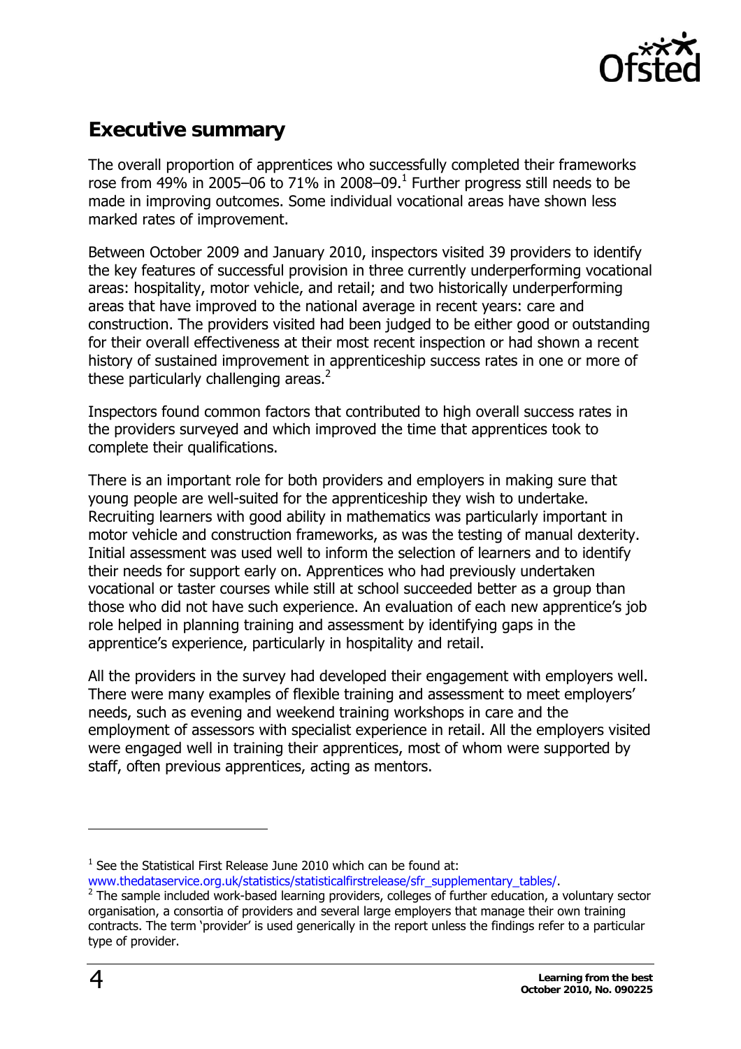## Executive summary

The overall proportion of apprentices who successfully completed their frameworks rose from 49% in 2005–06 to 71% in 2008–09.[1] Further progress still needs to be made in improving outcomes. Some individual vocational areas have shown less marked rates of improvement.

Between October 2009 and January 2010, inspectors visited 39 providers to identify the key features of successful provision in three currently underperforming vocational areas: hospitality, motor vehicle, and retail; and two historically underperforming areas that have improved to the national average in recent years: care and construction. The providers visited had been judged to be either good or outstanding for their overall effectiveness at their most recent inspection or had shown a recent history of sustained improvement in apprenticeship success rates in one or more of these particularly challenging areas.[2]

Inspectors found common factors that contributed to high overall success rates in the providers surveyed and which improved the time that apprentices took to complete their qualifications.

There is an important role for both providers and employers in making sure that young people are well-suited for the apprenticeship they wish to undertake. Recruiting learners with good ability in mathematics was particularly important in motor vehicle and construction frameworks, as was the testing of manual dexterity. Initial assessment was used well to inform the selection of learners and to identify their needs for support early on. Apprentices who had previously undertaken vocational or taster courses while still at school succeeded better as a group than those who did not have such experience. An evaluation of each new apprentice's job role helped in planning training and assessment by identifying gaps in the apprentice's experience, particularly in hospitality and retail.

All the providers in the survey had developed their engagement with employers well. There were many examples of flexible training and assessment to meet employers' needs, such as evening and weekend training workshops in care and the employment of assessors with specialist experience in retail. All the employers visited were engaged well in training their apprentices, most of whom were supported by staff, often previous apprentices, acting as mentors.

---

[1] See the Statistical First Release June 2010 which can be found at: www.thedataservice.org.uk/statistics/statisticalfirstrelease/sfr_supplementary_tables/.

[2] The sample included work-based learning providers, colleges of further education, a voluntary sector organisation, a consortia of providers and several large employers that manage their own training contracts. The term 'provider' is used generically in the report unless the findings refer to a particular type of provider.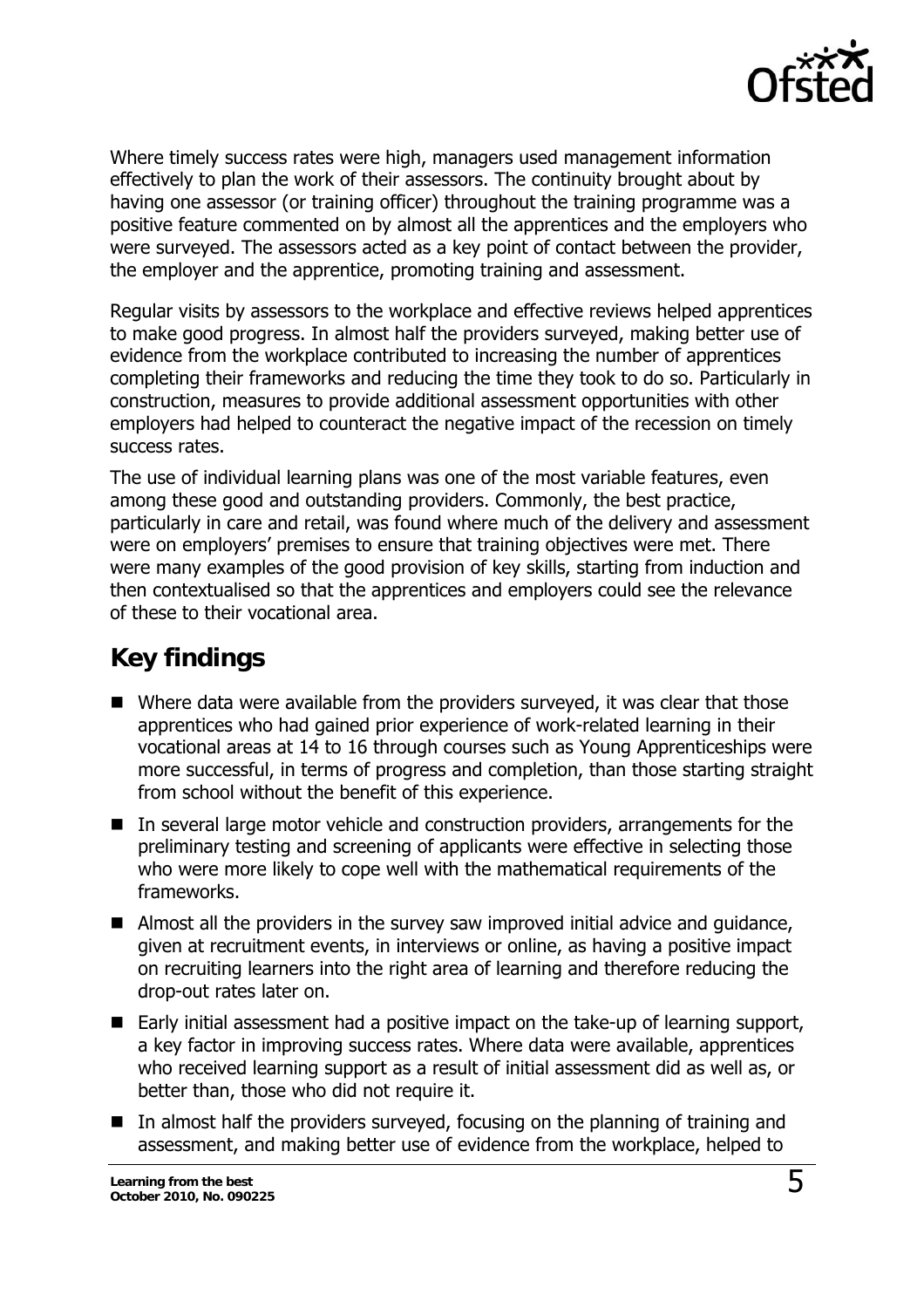Where timely success rates were high, managers used management information effectively to plan the work of their assessors. The continuity brought about by having one assessor (or training officer) throughout the training programme was a positive feature commented on by almost all the apprentices and the employers who were surveyed. The assessors acted as a key point of contact between the provider, the employer and the apprentice, promoting training and assessment.

Regular visits by assessors to the workplace and effective reviews helped apprentices to make good progress. In almost half the providers surveyed, making better use of evidence from the workplace contributed to increasing the number of apprentices completing their frameworks and reducing the time they took to do so. Particularly in construction, measures to provide additional assessment opportunities with other employers had helped to counteract the negative impact of the recession on timely success rates.

The use of individual learning plans was one of the most variable features, even among these good and outstanding providers. Commonly, the best practice, particularly in care and retail, was found where much of the delivery and assessment were on employers' premises to ensure that training objectives were met. There were many examples of the good provision of key skills, starting from induction and then contextualised so that the apprentices and employers could see the relevance of these to their vocational area.

## Key findings

- Where data were available from the providers surveyed, it was clear that those apprentices who had gained prior experience of work-related learning in their vocational areas at 14 to 16 through courses such as Young Apprenticeships were more successful, in terms of progress and completion, than those starting straight from school without the benefit of this experience.
- In several large motor vehicle and construction providers, arrangements for the preliminary testing and screening of applicants were effective in selecting those who were more likely to cope well with the mathematical requirements of the frameworks.
- Almost all the providers in the survey saw improved initial advice and guidance, given at recruitment events, in interviews or online, as having a positive impact on recruiting learners into the right area of learning and therefore reducing the drop-out rates later on.
- Early initial assessment had a positive impact on the take-up of learning support, a key factor in improving success rates. Where data were available, apprentices who received learning support as a result of initial assessment did as well as, or better than, those who did not require it.
- In almost half the providers surveyed, focusing on the planning of training and assessment, and making better use of evidence from the workplace, helped to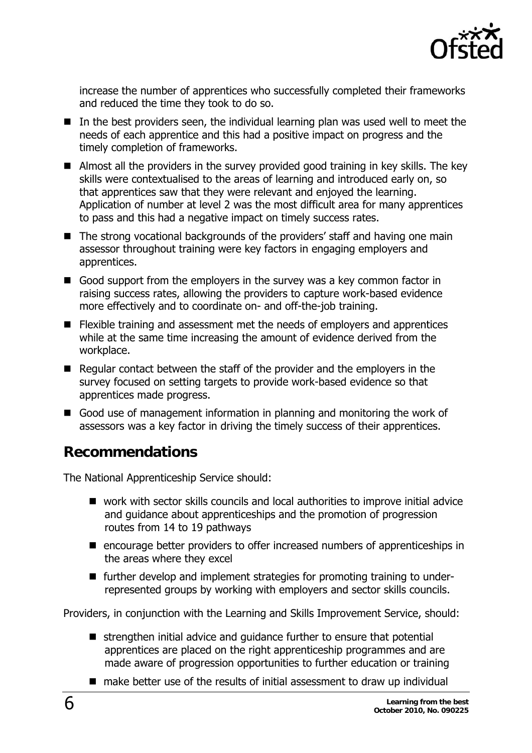increase the number of apprentices who successfully completed their frameworks and reduced the time they took to do so.

- In the best providers seen, the individual learning plan was used well to meet the needs of each apprentice and this had a positive impact on progress and the timely completion of frameworks.
- Almost all the providers in the survey provided good training in key skills. The key skills were contextualised to the areas of learning and introduced early on, so that apprentices saw that they were relevant and enjoyed the learning. Application of number at level 2 was the most difficult area for many apprentices to pass and this had a negative impact on timely success rates.
- The strong vocational backgrounds of the providers' staff and having one main assessor throughout training were key factors in engaging employers and apprentices.
- Good support from the employers in the survey was a key common factor in raising success rates, allowing the providers to capture work-based evidence more effectively and to coordinate on- and off-the-job training.
- Flexible training and assessment met the needs of employers and apprentices while at the same time increasing the amount of evidence derived from the workplace.
- Regular contact between the staff of the provider and the employers in the survey focused on setting targets to provide work-based evidence so that apprentices made progress.
- Good use of management information in planning and monitoring the work of assessors was a key factor in driving the timely success of their apprentices.

## Recommendations

The National Apprenticeship Service should:

- work with sector skills councils and local authorities to improve initial advice and guidance about apprenticeships and the promotion of progression routes from 14 to 19 pathways
- encourage better providers to offer increased numbers of apprenticeships in the areas where they excel
- further develop and implement strategies for promoting training to under-represented groups by working with employers and sector skills councils.

Providers, in conjunction with the Learning and Skills Improvement Service, should:

- strengthen initial advice and guidance further to ensure that potential apprentices are placed on the right apprenticeship programmes and are made aware of progression opportunities to further education or training
- make better use of the results of initial assessment to draw up individual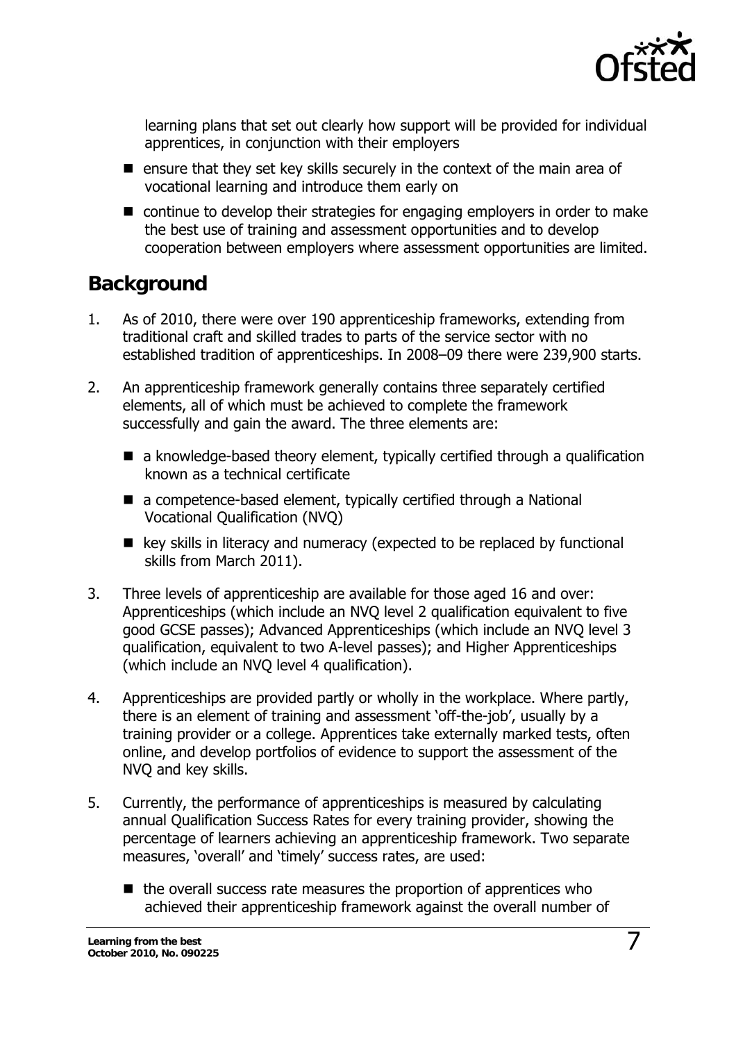learning plans that set out clearly how support will be provided for individual apprentices, in conjunction with their employers

- ensure that they set key skills securely in the context of the main area of vocational learning and introduce them early on
- continue to develop their strategies for engaging employers in order to make the best use of training and assessment opportunities and to develop cooperation between employers where assessment opportunities are limited.

## Background

1. As of 2010, there were over 190 apprenticeship frameworks, extending from traditional craft and skilled trades to parts of the service sector with no established tradition of apprenticeships. In 2008–09 there were 239,900 starts.

2. An apprenticeship framework generally contains three separately certified elements, all of which must be achieved to complete the framework successfully and gain the award. The three elements are:
   - a knowledge-based theory element, typically certified through a qualification known as a technical certificate
   - a competence-based element, typically certified through a National Vocational Qualification (NVQ)
   - key skills in literacy and numeracy (expected to be replaced by functional skills from March 2011).

3. Three levels of apprenticeship are available for those aged 16 and over: Apprenticeships (which include an NVQ level 2 qualification equivalent to five good GCSE passes); Advanced Apprenticeships (which include an NVQ level 3 qualification, equivalent to two A-level passes); and Higher Apprenticeships (which include an NVQ level 4 qualification).

4. Apprenticeships are provided partly or wholly in the workplace. Where partly, there is an element of training and assessment 'off-the-job', usually by a training provider or a college. Apprentices take externally marked tests, often online, and develop portfolios of evidence to support the assessment of the NVQ and key skills.

5. Currently, the performance of apprenticeships is measured by calculating annual Qualification Success Rates for every training provider, showing the percentage of learners achieving an apprenticeship framework. Two separate measures, 'overall' and 'timely' success rates, are used:
   - the overall success rate measures the proportion of apprentices who achieved their apprenticeship framework against the overall number of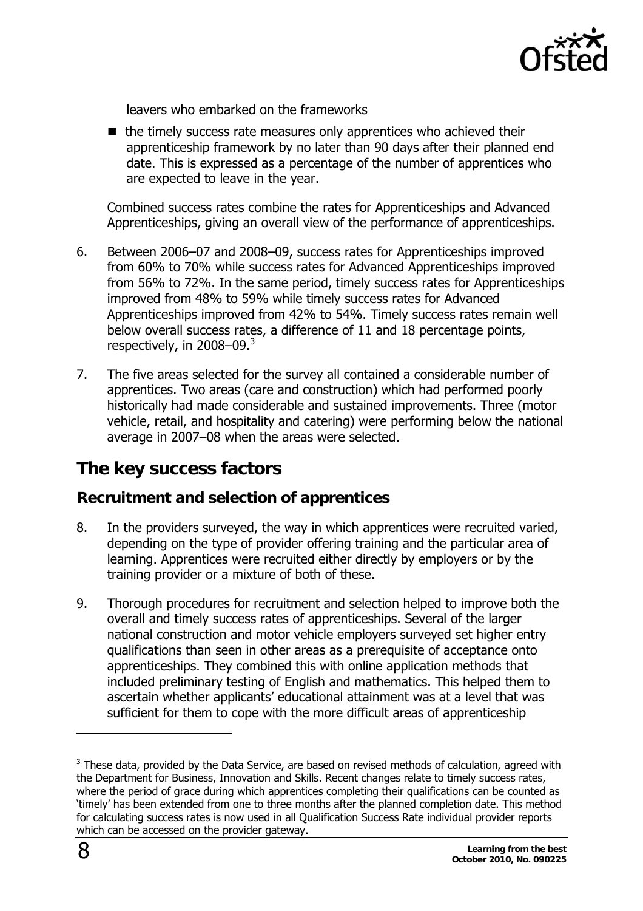leavers who embarked on the frameworks

- the timely success rate measures only apprentices who achieved their apprenticeship framework by no later than 90 days after their planned end date. This is expressed as a percentage of the number of apprentices who are expected to leave in the year.

Combined success rates combine the rates for Apprenticeships and Advanced Apprenticeships, giving an overall view of the performance of apprenticeships.

6. Between 2006–07 and 2008–09, success rates for Apprenticeships improved from 60% to 70% while success rates for Advanced Apprenticeships improved from 56% to 72%. In the same period, timely success rates for Apprenticeships improved from 48% to 59% while timely success rates for Advanced Apprenticeships improved from 42% to 54%. Timely success rates remain well below overall success rates, a difference of 11 and 18 percentage points, respectively, in 2008–09.[3]

7. The five areas selected for the survey all contained a considerable number of apprentices. Two areas (care and construction) which had performed poorly historically had made considerable and sustained improvements. Three (motor vehicle, retail, and hospitality and catering) were performing below the national average in 2007–08 when the areas were selected.

## The key success factors

### Recruitment and selection of apprentices

8. In the providers surveyed, the way in which apprentices were recruited varied, depending on the type of provider offering training and the particular area of learning. Apprentices were recruited either directly by employers or by the training provider or a mixture of both of these.

9. Thorough procedures for recruitment and selection helped to improve both the overall and timely success rates of apprenticeships. Several of the larger national construction and motor vehicle employers surveyed set higher entry qualifications than seen in other areas as a prerequisite of acceptance onto apprenticeships. They combined this with online application methods that included preliminary testing of English and mathematics. This helped them to ascertain whether applicants' educational attainment was at a level that was sufficient for them to cope with the more difficult areas of apprenticeship

[3] These data, provided by the Data Service, are based on revised methods of calculation, agreed with the Department for Business, Innovation and Skills. Recent changes relate to timely success rates, where the period of grace during which apprentices completing their qualifications can be counted as 'timely' has been extended from one to three months after the planned completion date. This method for calculating success rates is now used in all Qualification Success Rate individual provider reports which can be accessed on the provider gateway.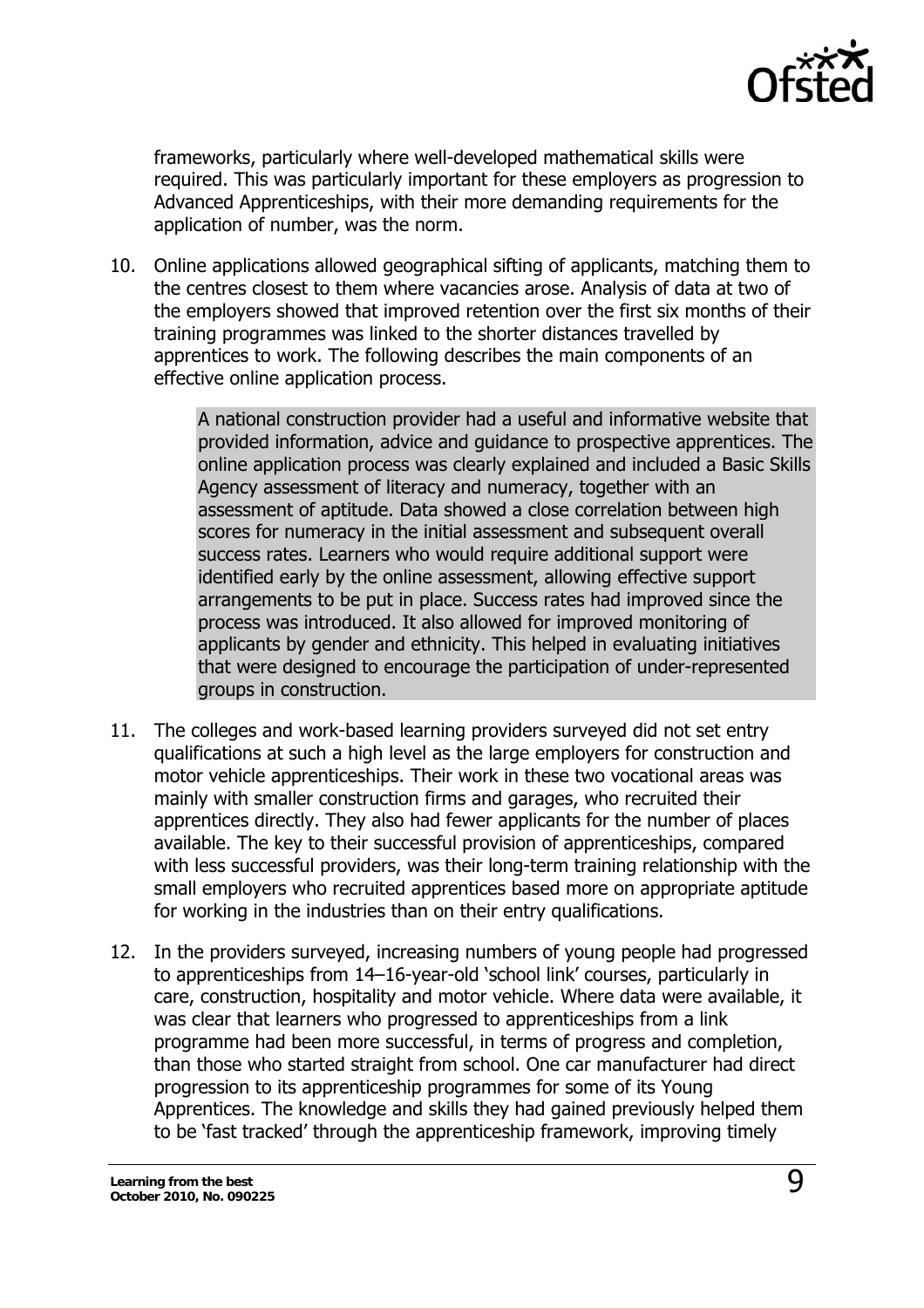frameworks, particularly where well-developed mathematical skills were required. This was particularly important for these employers as progression to Advanced Apprenticeships, with their more demanding requirements for the application of number, was the norm.

10. Online applications allowed geographical sifting of applicants, matching them to the centres closest to them where vacancies arose. Analysis of data at two of the employers showed that improved retention over the first six months of their training programmes was linked to the shorter distances travelled by apprentices to work. The following describes the main components of an effective online application process.

> A national construction provider had a useful and informative website that provided information, advice and guidance to prospective apprentices. The online application process was clearly explained and included a Basic Skills Agency assessment of literacy and numeracy, together with an assessment of aptitude. Data showed a close correlation between high scores for numeracy in the initial assessment and subsequent overall success rates. Learners who would require additional support were identified early by the online assessment, allowing effective support arrangements to be put in place. Success rates had improved since the process was introduced. It also allowed for improved monitoring of applicants by gender and ethnicity. This helped in evaluating initiatives that were designed to encourage the participation of under-represented groups in construction.

11. The colleges and work-based learning providers surveyed did not set entry qualifications at such a high level as the large employers for construction and motor vehicle apprenticeships. Their work in these two vocational areas was mainly with smaller construction firms and garages, who recruited their apprentices directly. They also had fewer applicants for the number of places available. The key to their successful provision of apprenticeships, compared with less successful providers, was their long-term training relationship with the small employers who recruited apprentices based more on appropriate aptitude for working in the industries than on their entry qualifications.

12. In the providers surveyed, increasing numbers of young people had progressed to apprenticeships from 14–16-year-old 'school link' courses, particularly in care, construction, hospitality and motor vehicle. Where data were available, it was clear that learners who progressed to apprenticeships from a link programme had been more successful, in terms of progress and completion, than those who started straight from school. One car manufacturer had direct progression to its apprenticeship programmes for some of its Young Apprentices. The knowledge and skills they had gained previously helped them to be 'fast tracked' through the apprenticeship framework, improving timely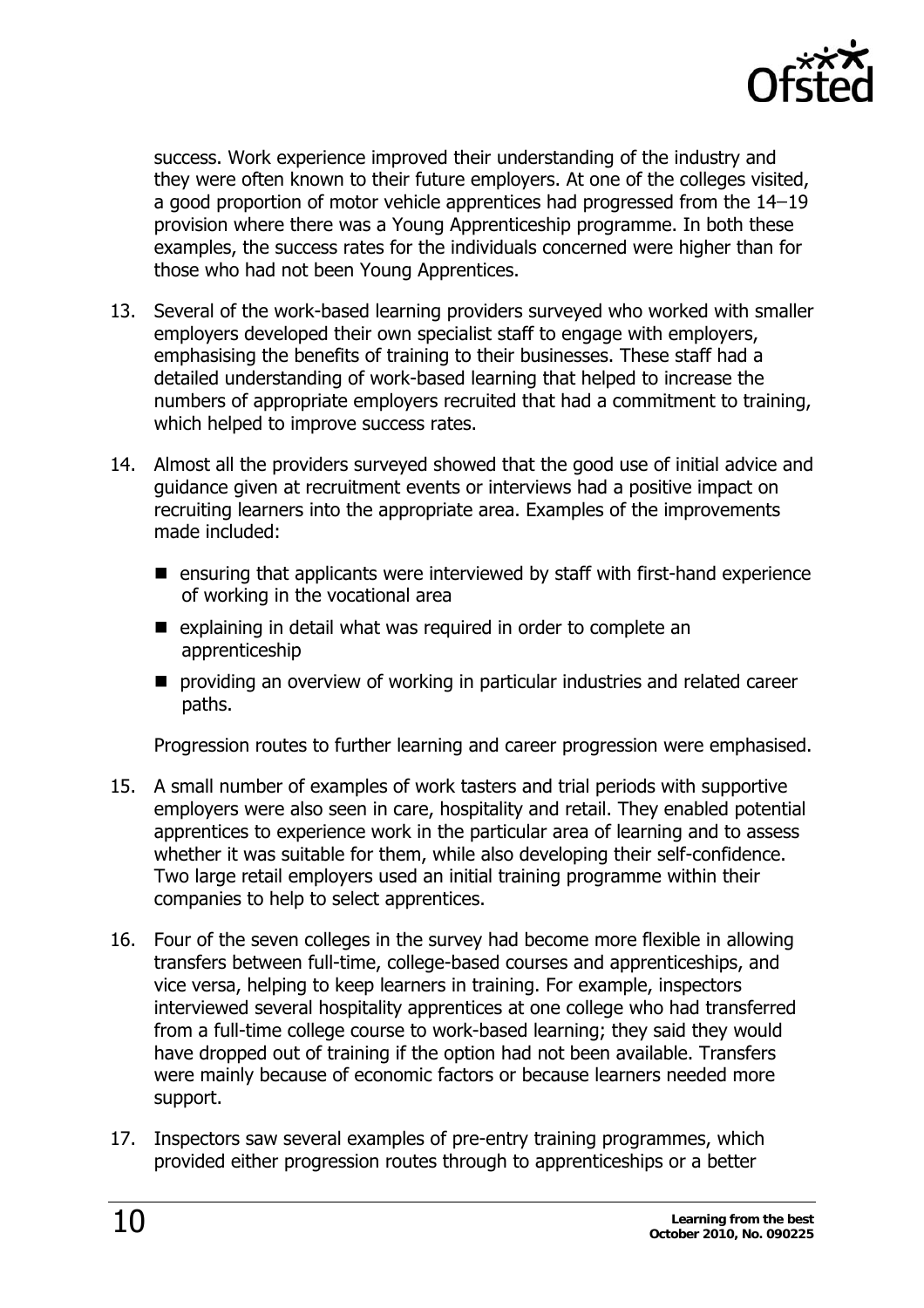success. Work experience improved their understanding of the industry and they were often known to their future employers. At one of the colleges visited, a good proportion of motor vehicle apprentices had progressed from the 14–19 provision where there was a Young Apprenticeship programme. In both these examples, the success rates for the individuals concerned were higher than for those who had not been Young Apprentices.

13. Several of the work-based learning providers surveyed who worked with smaller employers developed their own specialist staff to engage with employers, emphasising the benefits of training to their businesses. These staff had a detailed understanding of work-based learning that helped to increase the numbers of appropriate employers recruited that had a commitment to training, which helped to improve success rates.

14. Almost all the providers surveyed showed that the good use of initial advice and guidance given at recruitment events or interviews had a positive impact on recruiting learners into the appropriate area. Examples of the improvements made included:

    - ensuring that applicants were interviewed by staff with first-hand experience of working in the vocational area
    - explaining in detail what was required in order to complete an apprenticeship
    - providing an overview of working in particular industries and related career paths.

    Progression routes to further learning and career progression were emphasised.

15. A small number of examples of work tasters and trial periods with supportive employers were also seen in care, hospitality and retail. They enabled potential apprentices to experience work in the particular area of learning and to assess whether it was suitable for them, while also developing their self-confidence. Two large retail employers used an initial training programme within their companies to help to select apprentices.

16. Four of the seven colleges in the survey had become more flexible in allowing transfers between full-time, college-based courses and apprenticeships, and vice versa, helping to keep learners in training. For example, inspectors interviewed several hospitality apprentices at one college who had transferred from a full-time college course to work-based learning; they said they would have dropped out of training if the option had not been available. Transfers were mainly because of economic factors or because learners needed more support.

17. Inspectors saw several examples of pre-entry training programmes, which provided either progression routes through to apprenticeships or a better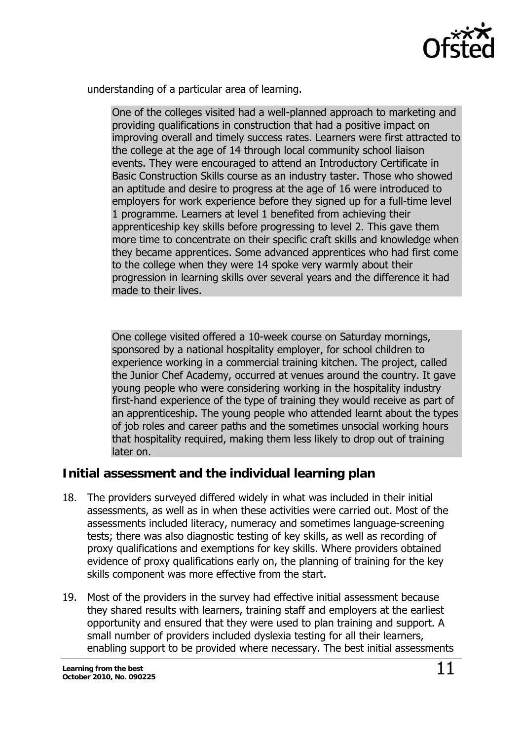understanding of a particular area of learning.

> One of the colleges visited had a well-planned approach to marketing and providing qualifications in construction that had a positive impact on improving overall and timely success rates. Learners were first attracted to the college at the age of 14 through local community school liaison events. They were encouraged to attend an Introductory Certificate in Basic Construction Skills course as an industry taster. Those who showed an aptitude and desire to progress at the age of 16 were introduced to employers for work experience before they signed up for a full-time level 1 programme. Learners at level 1 benefited from achieving their apprenticeship key skills before progressing to level 2. This gave them more time to concentrate on their specific craft skills and knowledge when they became apprentices. Some advanced apprentices who had first come to the college when they were 14 spoke very warmly about their progression in learning skills over several years and the difference it had made to their lives.

> One college visited offered a 10-week course on Saturday mornings, sponsored by a national hospitality employer, for school children to experience working in a commercial training kitchen. The project, called the Junior Chef Academy, occurred at venues around the country. It gave young people who were considering working in the hospitality industry first-hand experience of the type of training they would receive as part of an apprenticeship. The young people who attended learnt about the types of job roles and career paths and the sometimes unsocial working hours that hospitality required, making them less likely to drop out of training later on.

## Initial assessment and the individual learning plan

18. The providers surveyed differed widely in what was included in their initial assessments, as well as in when these activities were carried out. Most of the assessments included literacy, numeracy and sometimes language-screening tests; there was also diagnostic testing of key skills, as well as recording of proxy qualifications and exemptions for key skills. Where providers obtained evidence of proxy qualifications early on, the planning of training for the key skills component was more effective from the start.

19. Most of the providers in the survey had effective initial assessment because they shared results with learners, training staff and employers at the earliest opportunity and ensured that they were used to plan training and support. A small number of providers included dyslexia testing for all their learners, enabling support to be provided where necessary. The best initial assessments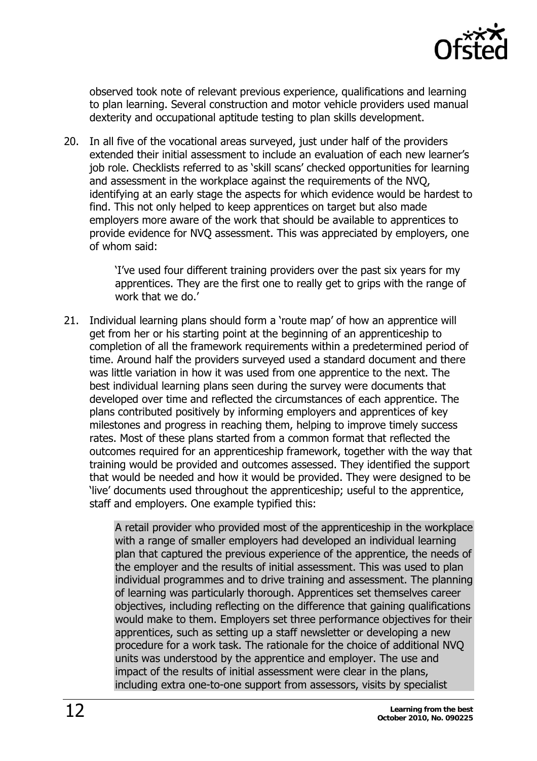observed took note of relevant previous experience, qualifications and learning to plan learning. Several construction and motor vehicle providers used manual dexterity and occupational aptitude testing to plan skills development.

20. In all five of the vocational areas surveyed, just under half of the providers extended their initial assessment to include an evaluation of each new learner's job role. Checklists referred to as 'skill scans' checked opportunities for learning and assessment in the workplace against the requirements of the NVQ, identifying at an early stage the aspects for which evidence would be hardest to find. This not only helped to keep apprentices on target but also made employers more aware of the work that should be available to apprentices to provide evidence for NVQ assessment. This was appreciated by employers, one of whom said:

> 'I've used four different training providers over the past six years for my apprentices. They are the first one to really get to grips with the range of work that we do.'

21. Individual learning plans should form a 'route map' of how an apprentice will get from her or his starting point at the beginning of an apprenticeship to completion of all the framework requirements within a predetermined period of time. Around half the providers surveyed used a standard document and there was little variation in how it was used from one apprentice to the next. The best individual learning plans seen during the survey were documents that developed over time and reflected the circumstances of each apprentice. The plans contributed positively by informing employers and apprentices of key milestones and progress in reaching them, helping to improve timely success rates. Most of these plans started from a common format that reflected the outcomes required for an apprenticeship framework, together with the way that training would be provided and outcomes assessed. They identified the support that would be needed and how it would be provided. They were designed to be 'live' documents used throughout the apprenticeship; useful to the apprentice, staff and employers. One example typified this:

> A retail provider who provided most of the apprenticeship in the workplace with a range of smaller employers had developed an individual learning plan that captured the previous experience of the apprentice, the needs of the employer and the results of initial assessment. This was used to plan individual programmes and to drive training and assessment. The planning of learning was particularly thorough. Apprentices set themselves career objectives, including reflecting on the difference that gaining qualifications would make to them. Employers set three performance objectives for their apprentices, such as setting up a staff newsletter or developing a new procedure for a work task. The rationale for the choice of additional NVQ units was understood by the apprentice and employer. The use and impact of the results of initial assessment were clear in the plans, including extra one-to-one support from assessors, visits by specialist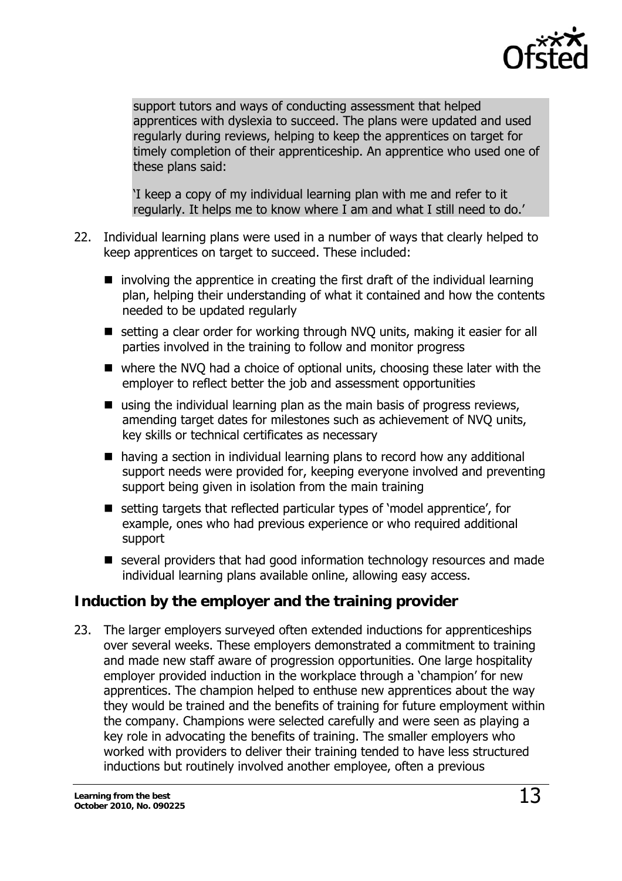support tutors and ways of conducting assessment that helped apprentices with dyslexia to succeed. The plans were updated and used regularly during reviews, helping to keep the apprentices on target for timely completion of their apprenticeship. An apprentice who used one of these plans said:

'I keep a copy of my individual learning plan with me and refer to it regularly. It helps me to know where I am and what I still need to do.'

22. Individual learning plans were used in a number of ways that clearly helped to keep apprentices on target to succeed. These included:

    - involving the apprentice in creating the first draft of the individual learning plan, helping their understanding of what it contained and how the contents needed to be updated regularly
    - setting a clear order for working through NVQ units, making it easier for all parties involved in the training to follow and monitor progress
    - where the NVQ had a choice of optional units, choosing these later with the employer to reflect better the job and assessment opportunities
    - using the individual learning plan as the main basis of progress reviews, amending target dates for milestones such as achievement of NVQ units, key skills or technical certificates as necessary
    - having a section in individual learning plans to record how any additional support needs were provided for, keeping everyone involved and preventing support being given in isolation from the main training
    - setting targets that reflected particular types of 'model apprentice', for example, ones who had previous experience or who required additional support
    - several providers that had good information technology resources and made individual learning plans available online, allowing easy access.

## Induction by the employer and the training provider

23. The larger employers surveyed often extended inductions for apprenticeships over several weeks. These employers demonstrated a commitment to training and made new staff aware of progression opportunities. One large hospitality employer provided induction in the workplace through a 'champion' for new apprentices. The champion helped to enthuse new apprentices about the way they would be trained and the benefits of training for future employment within the company. Champions were selected carefully and were seen as playing a key role in advocating the benefits of training. The smaller employers who worked with providers to deliver their training tended to have less structured inductions but routinely involved another employee, often a previous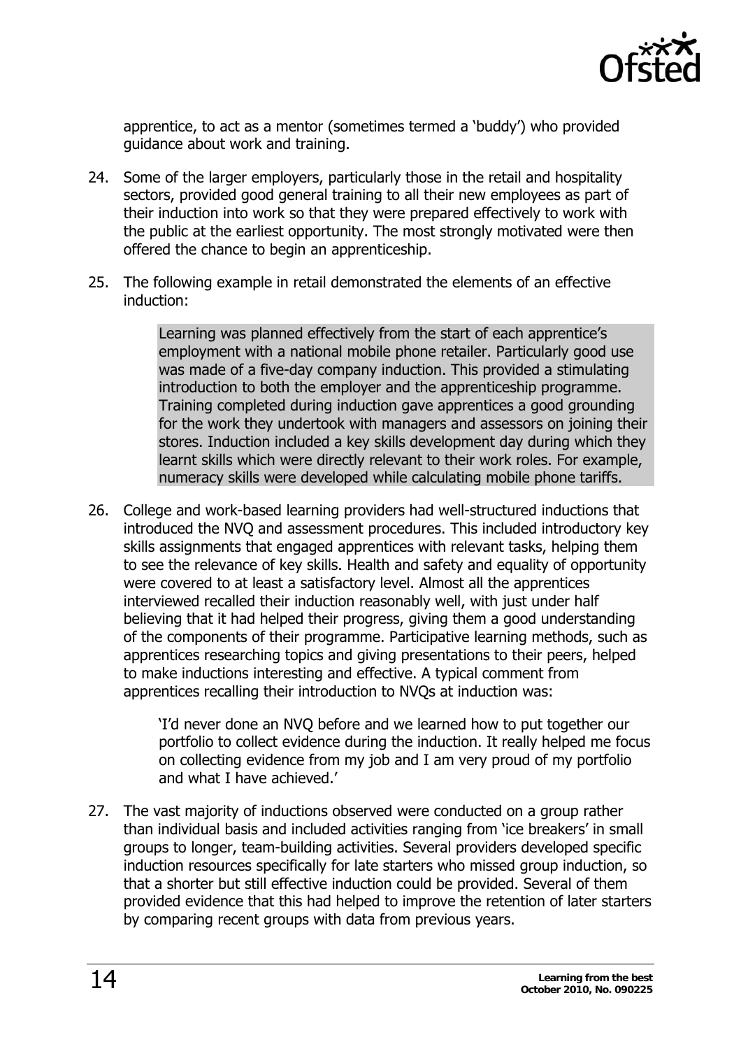apprentice, to act as a mentor (sometimes termed a 'buddy') who provided guidance about work and training.

24. Some of the larger employers, particularly those in the retail and hospitality sectors, provided good general training to all their new employees as part of their induction into work so that they were prepared effectively to work with the public at the earliest opportunity. The most strongly motivated were then offered the chance to begin an apprenticeship.

25. The following example in retail demonstrated the elements of an effective induction:

> Learning was planned effectively from the start of each apprentice's employment with a national mobile phone retailer. Particularly good use was made of a five-day company induction. This provided a stimulating introduction to both the employer and the apprenticeship programme. Training completed during induction gave apprentices a good grounding for the work they undertook with managers and assessors on joining their stores. Induction included a key skills development day during which they learnt skills which were directly relevant to their work roles. For example, numeracy skills were developed while calculating mobile phone tariffs.

26. College and work-based learning providers had well-structured inductions that introduced the NVQ and assessment procedures. This included introductory key skills assignments that engaged apprentices with relevant tasks, helping them to see the relevance of key skills. Health and safety and equality of opportunity were covered to at least a satisfactory level. Almost all the apprentices interviewed recalled their induction reasonably well, with just under half believing that it had helped their progress, giving them a good understanding of the components of their programme. Participative learning methods, such as apprentices researching topics and giving presentations to their peers, helped to make inductions interesting and effective. A typical comment from apprentices recalling their introduction to NVQs at induction was:

> 'I'd never done an NVQ before and we learned how to put together our portfolio to collect evidence during the induction. It really helped me focus on collecting evidence from my job and I am very proud of my portfolio and what I have achieved.'

27. The vast majority of inductions observed were conducted on a group rather than individual basis and included activities ranging from 'ice breakers' in small groups to longer, team-building activities. Several providers developed specific induction resources specifically for late starters who missed group induction, so that a shorter but still effective induction could be provided. Several of them provided evidence that this had helped to improve the retention of later starters by comparing recent groups with data from previous years.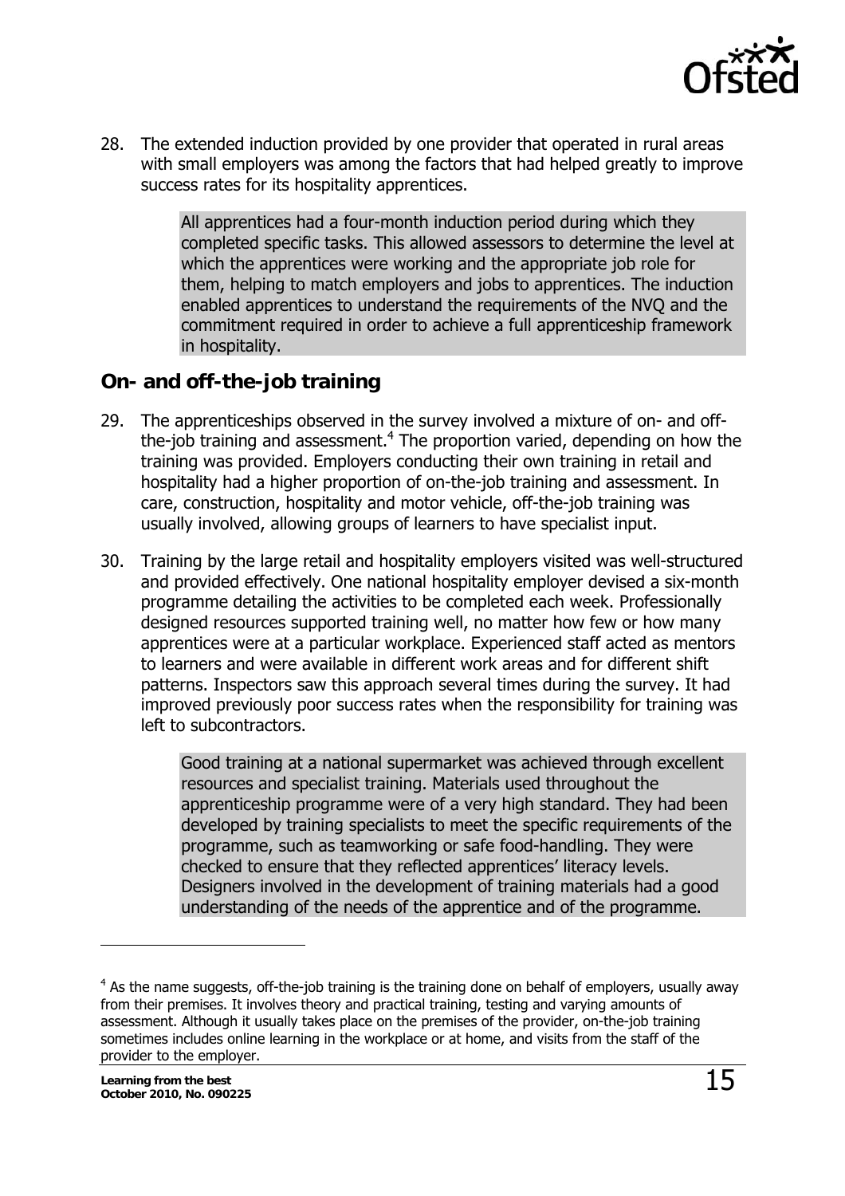28. The extended induction provided by one provider that operated in rural areas with small employers was among the factors that had helped greatly to improve success rates for its hospitality apprentices.

> All apprentices had a four-month induction period during which they completed specific tasks. This allowed assessors to determine the level at which the apprentices were working and the appropriate job role for them, helping to match employers and jobs to apprentices. The induction enabled apprentices to understand the requirements of the NVQ and the commitment required in order to achieve a full apprenticeship framework in hospitality.

## On- and off-the-job training

29. The apprenticeships observed in the survey involved a mixture of on- and off-the-job training and assessment.[4] The proportion varied, depending on how the training was provided. Employers conducting their own training in retail and hospitality had a higher proportion of on-the-job training and assessment. In care, construction, hospitality and motor vehicle, off-the-job training was usually involved, allowing groups of learners to have specialist input.

30. Training by the large retail and hospitality employers visited was well-structured and provided effectively. One national hospitality employer devised a six-month programme detailing the activities to be completed each week. Professionally designed resources supported training well, no matter how few or how many apprentices were at a particular workplace. Experienced staff acted as mentors to learners and were available in different work areas and for different shift patterns. Inspectors saw this approach several times during the survey. It had improved previously poor success rates when the responsibility for training was left to subcontractors.

> Good training at a national supermarket was achieved through excellent resources and specialist training. Materials used throughout the apprenticeship programme were of a very high standard. They had been developed by training specialists to meet the specific requirements of the programme, such as teamworking or safe food-handling. They were checked to ensure that they reflected apprentices' literacy levels. Designers involved in the development of training materials had a good understanding of the needs of the apprentice and of the programme.

[4] As the name suggests, off-the-job training is the training done on behalf of employers, usually away from their premises. It involves theory and practical training, testing and varying amounts of assessment. Although it usually takes place on the premises of the provider, on-the-job training sometimes includes online learning in the workplace or at home, and visits from the staff of the provider to the employer.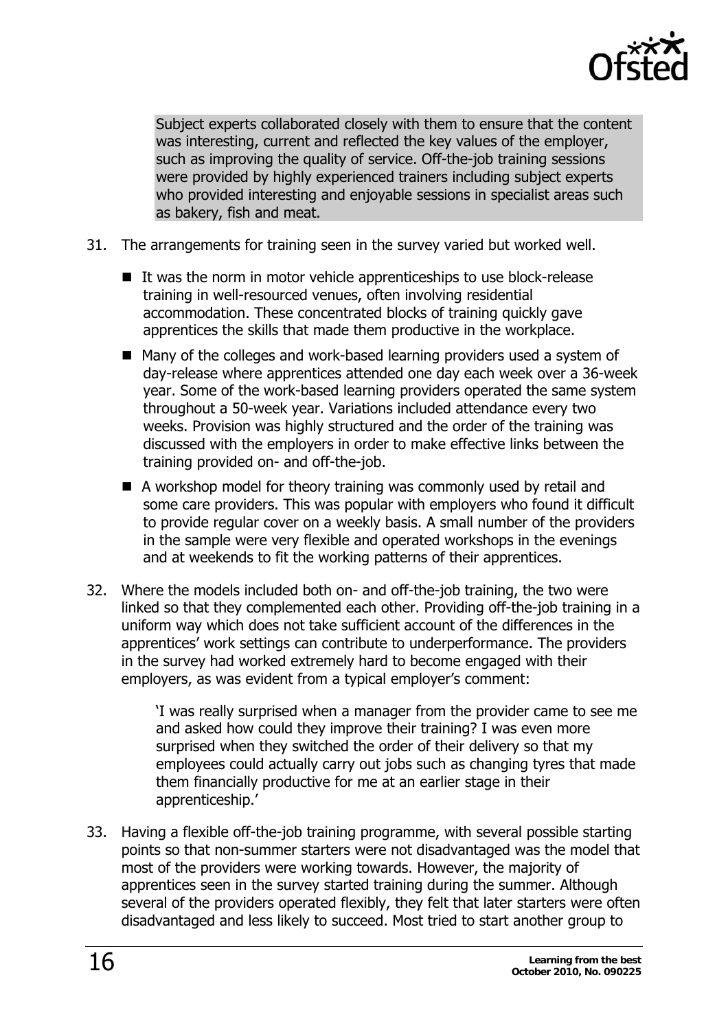Subject experts collaborated closely with them to ensure that the content was interesting, current and reflected the key values of the employer, such as improving the quality of service. Off-the-job training sessions were provided by highly experienced trainers including subject experts who provided interesting and enjoyable sessions in specialist areas such as bakery, fish and meat.

31. The arrangements for training seen in the survey varied but worked well.

    - It was the norm in motor vehicle apprenticeships to use block-release training in well-resourced venues, often involving residential accommodation. These concentrated blocks of training quickly gave apprentices the skills that made them productive in the workplace.
    - Many of the colleges and work-based learning providers used a system of day-release where apprentices attended one day each week over a 36-week year. Some of the work-based learning providers operated the same system throughout a 50-week year. Variations included attendance every two weeks. Provision was highly structured and the order of the training was discussed with the employers in order to make effective links between the training provided on- and off-the-job.
    - A workshop model for theory training was commonly used by retail and some care providers. This was popular with employers who found it difficult to provide regular cover on a weekly basis. A small number of the providers in the sample were very flexible and operated workshops in the evenings and at weekends to fit the working patterns of their apprentices.

32. Where the models included both on- and off-the-job training, the two were linked so that they complemented each other. Providing off-the-job training in a uniform way which does not take sufficient account of the differences in the apprentices' work settings can contribute to underperformance. The providers in the survey had worked extremely hard to become engaged with their employers, as was evident from a typical employer's comment:

    > 'I was really surprised when a manager from the provider came to see me and asked how could they improve their training? I was even more surprised when they switched the order of their delivery so that my employees could actually carry out jobs such as changing tyres that made them financially productive for me at an earlier stage in their apprenticeship.'

33. Having a flexible off-the-job training programme, with several possible starting points so that non-summer starters were not disadvantaged was the model that most of the providers were working towards. However, the majority of apprentices seen in the survey started training during the summer. Although several of the providers operated flexibly, they felt that later starters were often disadvantaged and less likely to succeed. Most tried to start another group to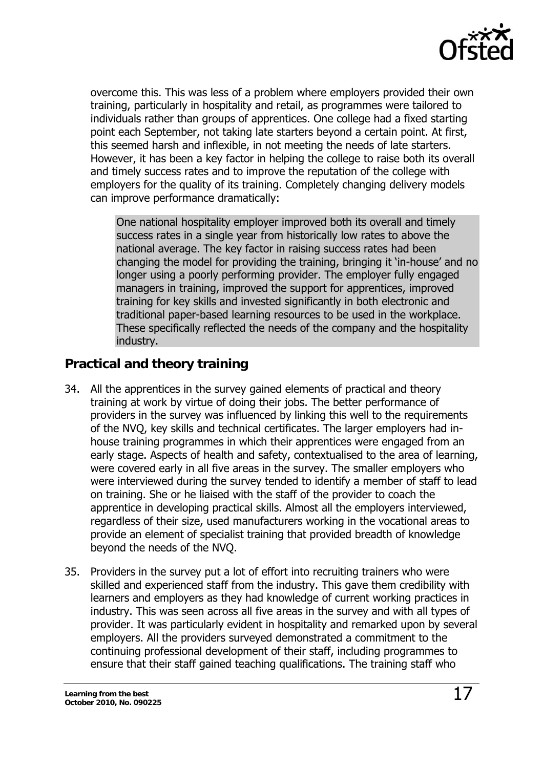overcome this. This was less of a problem where employers provided their own training, particularly in hospitality and retail, as programmes were tailored to individuals rather than groups of apprentices. One college had a fixed starting point each September, not taking late starters beyond a certain point. At first, this seemed harsh and inflexible, in not meeting the needs of late starters. However, it has been a key factor in helping the college to raise both its overall and timely success rates and to improve the reputation of the college with employers for the quality of its training. Completely changing delivery models can improve performance dramatically:

> One national hospitality employer improved both its overall and timely success rates in a single year from historically low rates to above the national average. The key factor in raising success rates had been changing the model for providing the training, bringing it 'in-house' and no longer using a poorly performing provider. The employer fully engaged managers in training, improved the support for apprentices, improved training for key skills and invested significantly in both electronic and traditional paper-based learning resources to be used in the workplace. These specifically reflected the needs of the company and the hospitality industry.

## Practical and theory training

34. All the apprentices in the survey gained elements of practical and theory training at work by virtue of doing their jobs. The better performance of providers in the survey was influenced by linking this well to the requirements of the NVQ, key skills and technical certificates. The larger employers had in-house training programmes in which their apprentices were engaged from an early stage. Aspects of health and safety, contextualised to the area of learning, were covered early in all five areas in the survey. The smaller employers who were interviewed during the survey tended to identify a member of staff to lead on training. She or he liaised with the staff of the provider to coach the apprentice in developing practical skills. Almost all the employers interviewed, regardless of their size, used manufacturers working in the vocational areas to provide an element of specialist training that provided breadth of knowledge beyond the needs of the NVQ.

35. Providers in the survey put a lot of effort into recruiting trainers who were skilled and experienced staff from the industry. This gave them credibility with learners and employers as they had knowledge of current working practices in industry. This was seen across all five areas in the survey and with all types of provider. It was particularly evident in hospitality and remarked upon by several employers. All the providers surveyed demonstrated a commitment to the continuing professional development of their staff, including programmes to ensure that their staff gained teaching qualifications. The training staff who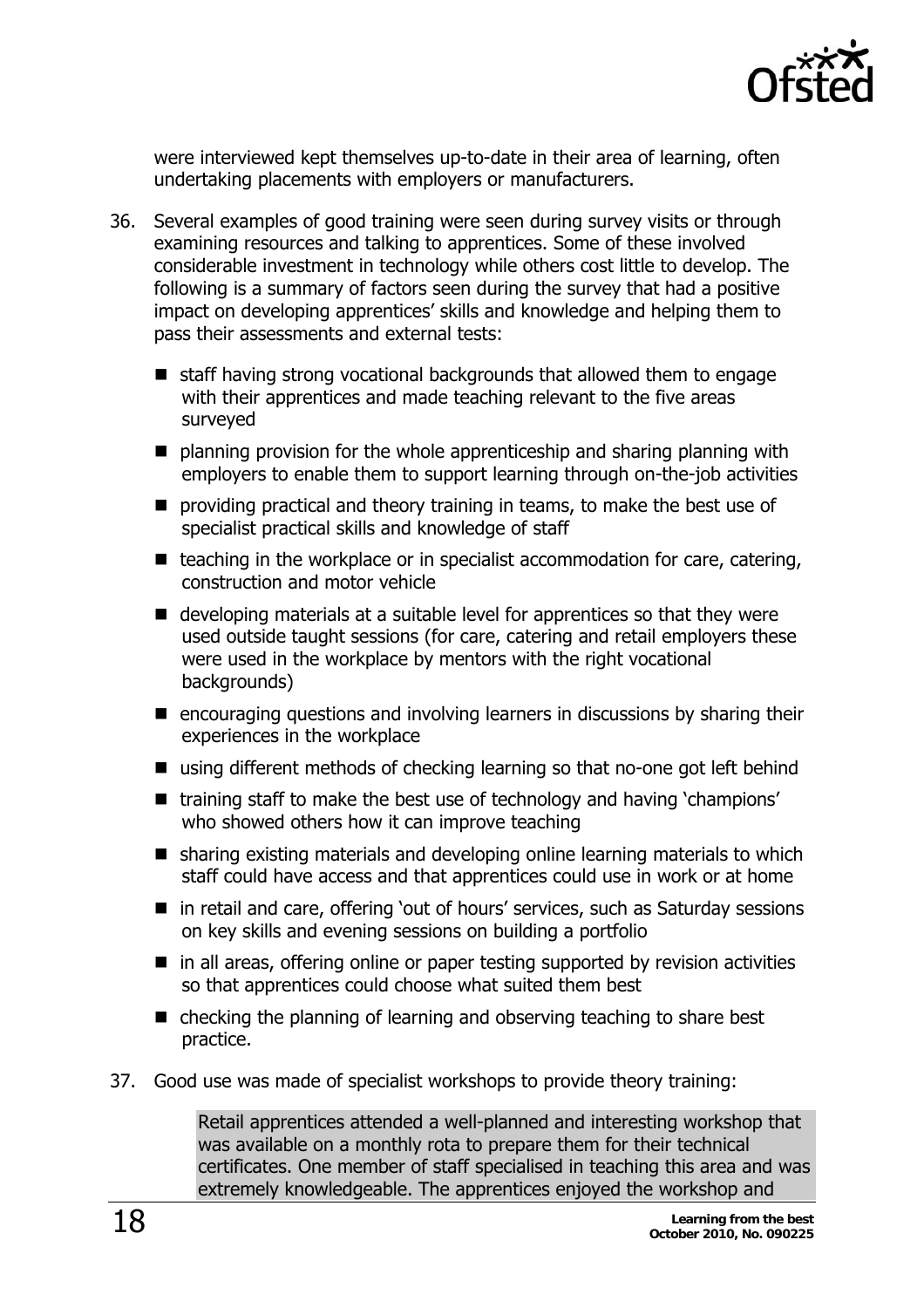were interviewed kept themselves up-to-date in their area of learning, often undertaking placements with employers or manufacturers.

36. Several examples of good training were seen during survey visits or through examining resources and talking to apprentices. Some of these involved considerable investment in technology while others cost little to develop. The following is a summary of factors seen during the survey that had a positive impact on developing apprentices' skills and knowledge and helping them to pass their assessments and external tests:

- staff having strong vocational backgrounds that allowed them to engage with their apprentices and made teaching relevant to the five areas surveyed
- planning provision for the whole apprenticeship and sharing planning with employers to enable them to support learning through on-the-job activities
- providing practical and theory training in teams, to make the best use of specialist practical skills and knowledge of staff
- teaching in the workplace or in specialist accommodation for care, catering, construction and motor vehicle
- developing materials at a suitable level for apprentices so that they were used outside taught sessions (for care, catering and retail employers these were used in the workplace by mentors with the right vocational backgrounds)
- encouraging questions and involving learners in discussions by sharing their experiences in the workplace
- using different methods of checking learning so that no-one got left behind
- training staff to make the best use of technology and having 'champions' who showed others how it can improve teaching
- sharing existing materials and developing online learning materials to which staff could have access and that apprentices could use in work or at home
- in retail and care, offering 'out of hours' services, such as Saturday sessions on key skills and evening sessions on building a portfolio
- in all areas, offering online or paper testing supported by revision activities so that apprentices could choose what suited them best
- checking the planning of learning and observing teaching to share best practice.

37. Good use was made of specialist workshops to provide theory training:

> Retail apprentices attended a well-planned and interesting workshop that was available on a monthly rota to prepare them for their technical certificates. One member of staff specialised in teaching this area and was extremely knowledgeable. The apprentices enjoyed the workshop and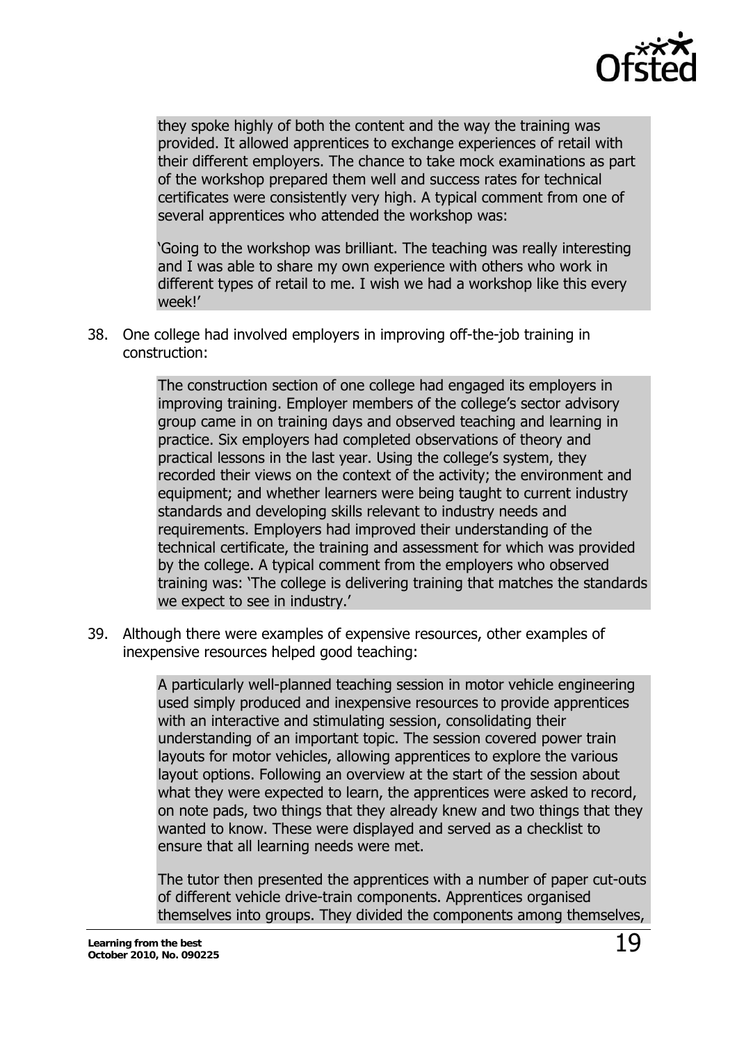> they spoke highly of both the content and the way the training was provided. It allowed apprentices to exchange experiences of retail with their different employers. The chance to take mock examinations as part of the workshop prepared them well and success rates for technical certificates were consistently very high. A typical comment from one of several apprentices who attended the workshop was:
>
> 'Going to the workshop was brilliant. The teaching was really interesting and I was able to share my own experience with others who work in different types of retail to me. I wish we had a workshop like this every week!'

38. One college had involved employers in improving off-the-job training in construction:

> The construction section of one college had engaged its employers in improving training. Employer members of the college's sector advisory group came in on training days and observed teaching and learning in practice. Six employers had completed observations of theory and practical lessons in the last year. Using the college's system, they recorded their views on the context of the activity; the environment and equipment; and whether learners were being taught to current industry standards and developing skills relevant to industry needs and requirements. Employers had improved their understanding of the technical certificate, the training and assessment for which was provided by the college. A typical comment from the employers who observed training was: 'The college is delivering training that matches the standards we expect to see in industry.'

39. Although there were examples of expensive resources, other examples of inexpensive resources helped good teaching:

> A particularly well-planned teaching session in motor vehicle engineering used simply produced and inexpensive resources to provide apprentices with an interactive and stimulating session, consolidating their understanding of an important topic. The session covered power train layouts for motor vehicles, allowing apprentices to explore the various layout options. Following an overview at the start of the session about what they were expected to learn, the apprentices were asked to record, on note pads, two things that they already knew and two things that they wanted to know. These were displayed and served as a checklist to ensure that all learning needs were met.
>
> The tutor then presented the apprentices with a number of paper cut-outs of different vehicle drive-train components. Apprentices organised themselves into groups. They divided the components among themselves,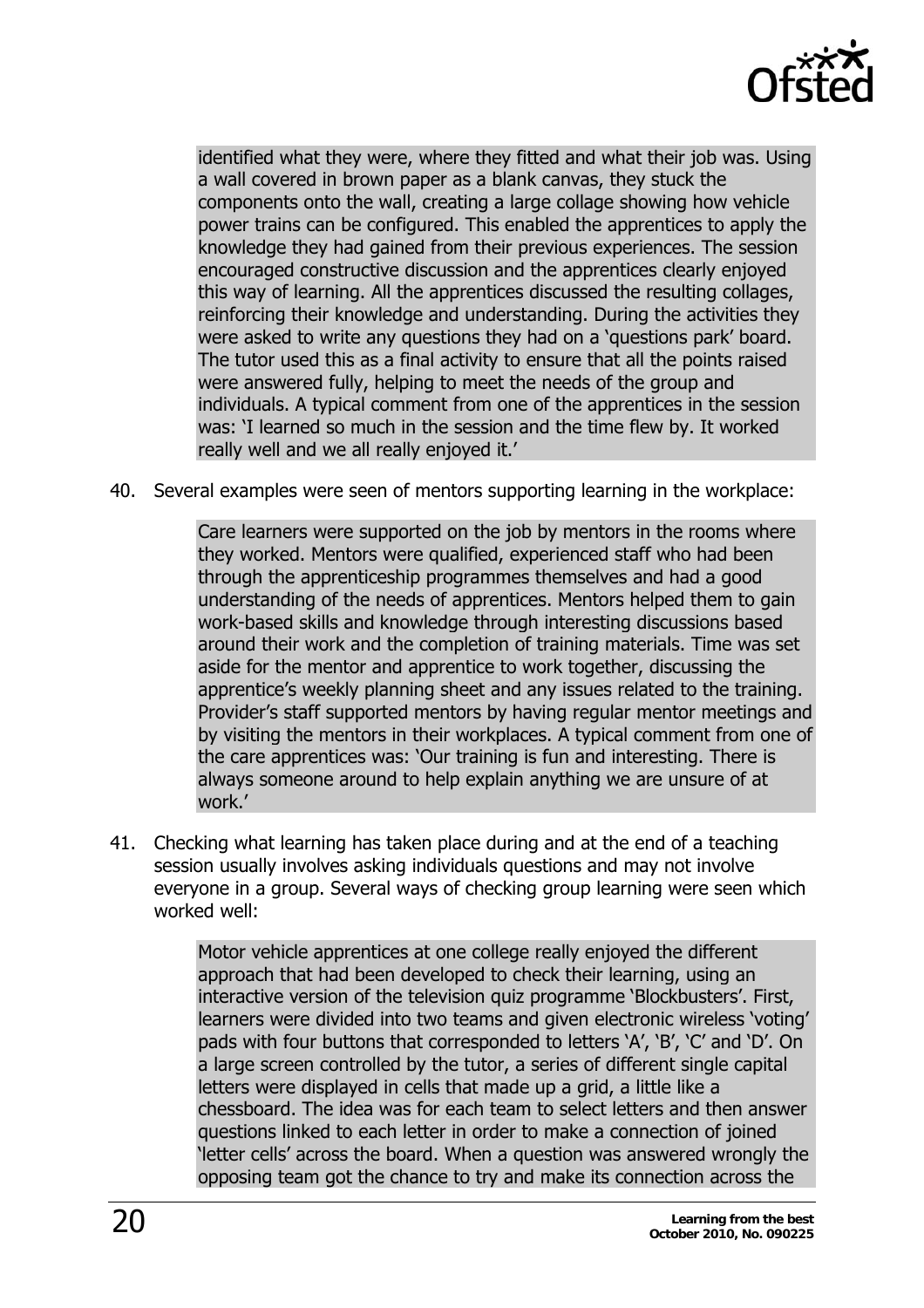identified what they were, where they fitted and what their job was. Using a wall covered in brown paper as a blank canvas, they stuck the components onto the wall, creating a large collage showing how vehicle power trains can be configured. This enabled the apprentices to apply the knowledge they had gained from their previous experiences. The session encouraged constructive discussion and the apprentices clearly enjoyed this way of learning. All the apprentices discussed the resulting collages, reinforcing their knowledge and understanding. During the activities they were asked to write any questions they had on a 'questions park' board. The tutor used this as a final activity to ensure that all the points raised were answered fully, helping to meet the needs of the group and individuals. A typical comment from one of the apprentices in the session was: 'I learned so much in the session and the time flew by. It worked really well and we all really enjoyed it.'

40. Several examples were seen of mentors supporting learning in the workplace:

> Care learners were supported on the job by mentors in the rooms where they worked. Mentors were qualified, experienced staff who had been through the apprenticeship programmes themselves and had a good understanding of the needs of apprentices. Mentors helped them to gain work-based skills and knowledge through interesting discussions based around their work and the completion of training materials. Time was set aside for the mentor and apprentice to work together, discussing the apprentice's weekly planning sheet and any issues related to the training. Provider's staff supported mentors by having regular mentor meetings and by visiting the mentors in their workplaces. A typical comment from one of the care apprentices was: 'Our training is fun and interesting. There is always someone around to help explain anything we are unsure of at work.'

41. Checking what learning has taken place during and at the end of a teaching session usually involves asking individuals questions and may not involve everyone in a group. Several ways of checking group learning were seen which worked well:

> Motor vehicle apprentices at one college really enjoyed the different approach that had been developed to check their learning, using an interactive version of the television quiz programme 'Blockbusters'. First, learners were divided into two teams and given electronic wireless 'voting' pads with four buttons that corresponded to letters 'A', 'B', 'C' and 'D'. On a large screen controlled by the tutor, a series of different single capital letters were displayed in cells that made up a grid, a little like a chessboard. The idea was for each team to select letters and then answer questions linked to each letter in order to make a connection of joined 'letter cells' across the board. When a question was answered wrongly the opposing team got the chance to try and make its connection across the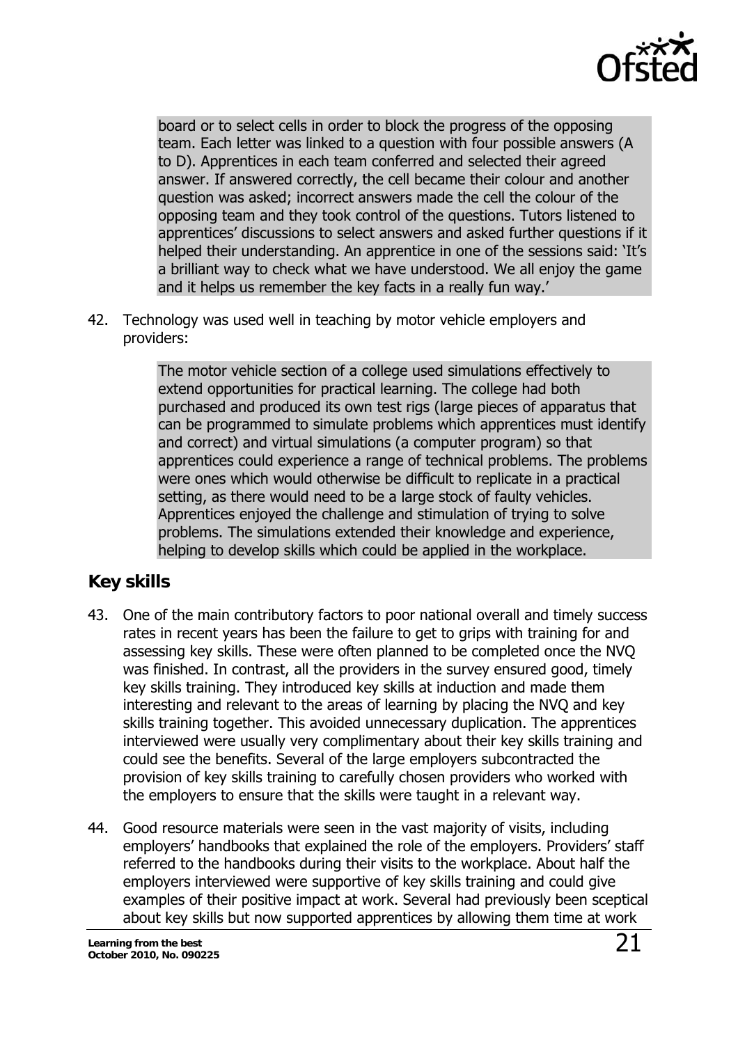board or to select cells in order to block the progress of the opposing team. Each letter was linked to a question with four possible answers (A to D). Apprentices in each team conferred and selected their agreed answer. If answered correctly, the cell became their colour and another question was asked; incorrect answers made the cell the colour of the opposing team and they took control of the questions. Tutors listened to apprentices' discussions to select answers and asked further questions if it helped their understanding. An apprentice in one of the sessions said: 'It's a brilliant way to check what we have understood. We all enjoy the game and it helps us remember the key facts in a really fun way.'

42. Technology was used well in teaching by motor vehicle employers and providers:

> The motor vehicle section of a college used simulations effectively to extend opportunities for practical learning. The college had both purchased and produced its own test rigs (large pieces of apparatus that can be programmed to simulate problems which apprentices must identify and correct) and virtual simulations (a computer program) so that apprentices could experience a range of technical problems. The problems were ones which would otherwise be difficult to replicate in a practical setting, as there would need to be a large stock of faulty vehicles. Apprentices enjoyed the challenge and stimulation of trying to solve problems. The simulations extended their knowledge and experience, helping to develop skills which could be applied in the workplace.

## Key skills

43. One of the main contributory factors to poor national overall and timely success rates in recent years has been the failure to get to grips with training for and assessing key skills. These were often planned to be completed once the NVQ was finished. In contrast, all the providers in the survey ensured good, timely key skills training. They introduced key skills at induction and made them interesting and relevant to the areas of learning by placing the NVQ and key skills training together. This avoided unnecessary duplication. The apprentices interviewed were usually very complimentary about their key skills training and could see the benefits. Several of the large employers subcontracted the provision of key skills training to carefully chosen providers who worked with the employers to ensure that the skills were taught in a relevant way.

44. Good resource materials were seen in the vast majority of visits, including employers' handbooks that explained the role of the employers. Providers' staff referred to the handbooks during their visits to the workplace. About half the employers interviewed were supportive of key skills training and could give examples of their positive impact at work. Several had previously been sceptical about key skills but now supported apprentices by allowing them time at work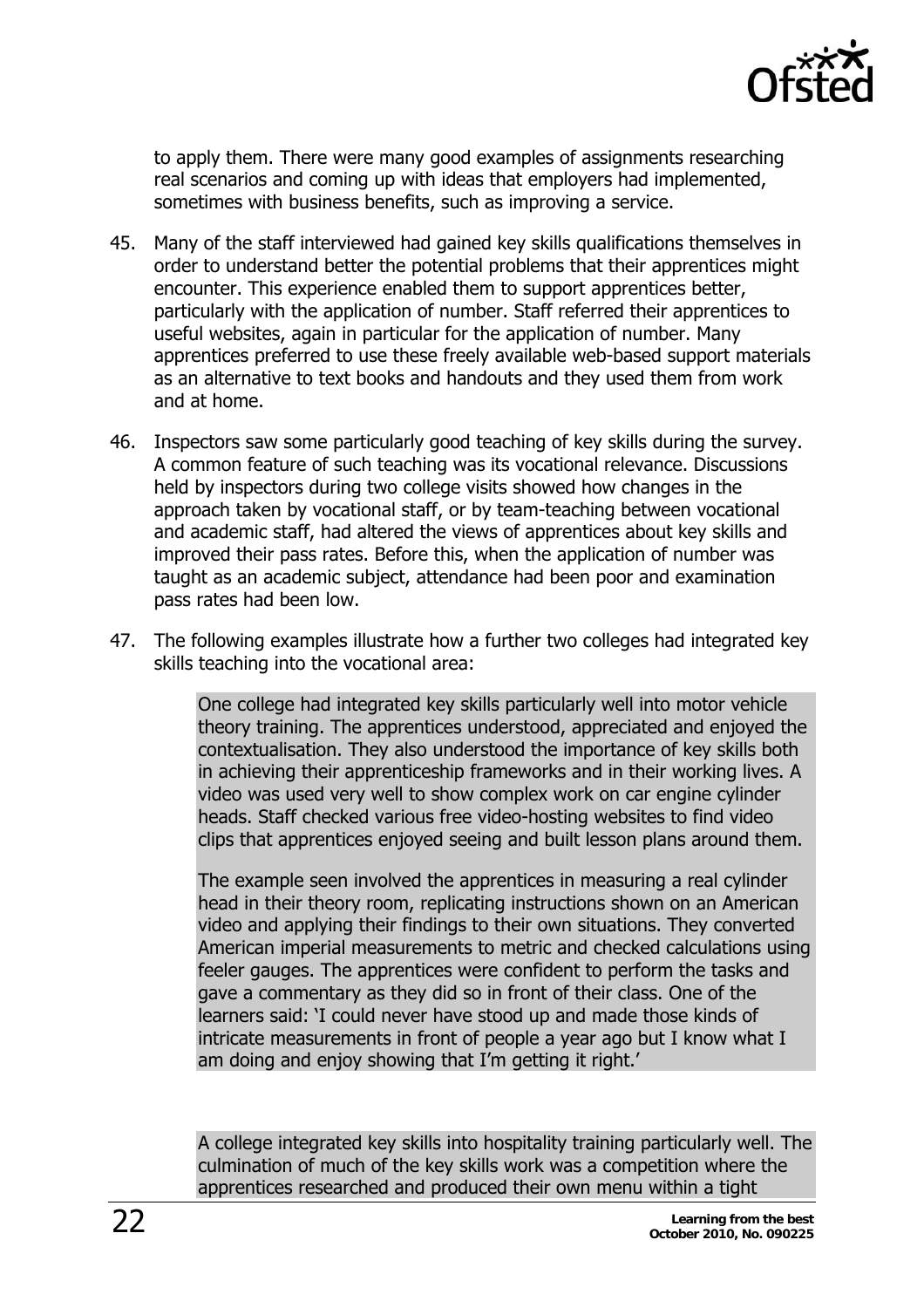to apply them. There were many good examples of assignments researching real scenarios and coming up with ideas that employers had implemented, sometimes with business benefits, such as improving a service.

45. Many of the staff interviewed had gained key skills qualifications themselves in order to understand better the potential problems that their apprentices might encounter. This experience enabled them to support apprentices better, particularly with the application of number. Staff referred their apprentices to useful websites, again in particular for the application of number. Many apprentices preferred to use these freely available web-based support materials as an alternative to text books and handouts and they used them from work and at home.

46. Inspectors saw some particularly good teaching of key skills during the survey. A common feature of such teaching was its vocational relevance. Discussions held by inspectors during two college visits showed how changes in the approach taken by vocational staff, or by team-teaching between vocational and academic staff, had altered the views of apprentices about key skills and improved their pass rates. Before this, when the application of number was taught as an academic subject, attendance had been poor and examination pass rates had been low.

47. The following examples illustrate how a further two colleges had integrated key skills teaching into the vocational area:

> One college had integrated key skills particularly well into motor vehicle theory training. The apprentices understood, appreciated and enjoyed the contextualisation. They also understood the importance of key skills both in achieving their apprenticeship frameworks and in their working lives. A video was used very well to show complex work on car engine cylinder heads. Staff checked various free video-hosting websites to find video clips that apprentices enjoyed seeing and built lesson plans around them.
>
> The example seen involved the apprentices in measuring a real cylinder head in their theory room, replicating instructions shown on an American video and applying their findings to their own situations. They converted American imperial measurements to metric and checked calculations using feeler gauges. The apprentices were confident to perform the tasks and gave a commentary as they did so in front of their class. One of the learners said: 'I could never have stood up and made those kinds of intricate measurements in front of people a year ago but I know what I am doing and enjoy showing that I'm getting it right.'

> A college integrated key skills into hospitality training particularly well. The culmination of much of the key skills work was a competition where the apprentices researched and produced their own menu within a tight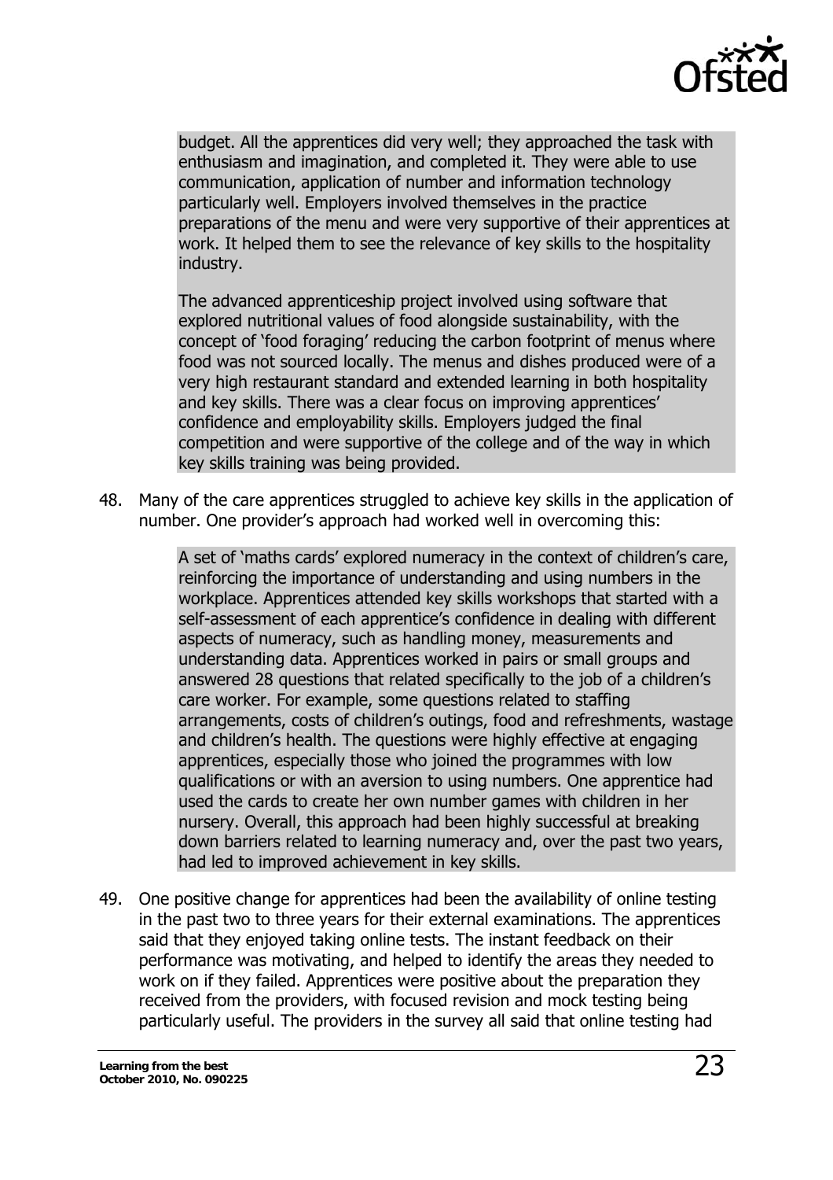> budget. All the apprentices did very well; they approached the task with enthusiasm and imagination, and completed it. They were able to use communication, application of number and information technology particularly well. Employers involved themselves in the practice preparations of the menu and were very supportive of their apprentices at work. It helped them to see the relevance of key skills to the hospitality industry.
>
> The advanced apprenticeship project involved using software that explored nutritional values of food alongside sustainability, with the concept of 'food foraging' reducing the carbon footprint of menus where food was not sourced locally. The menus and dishes produced were of a very high restaurant standard and extended learning in both hospitality and key skills. There was a clear focus on improving apprentices' confidence and employability skills. Employers judged the final competition and were supportive of the college and of the way in which key skills training was being provided.

48. Many of the care apprentices struggled to achieve key skills in the application of number. One provider's approach had worked well in overcoming this:

> A set of 'maths cards' explored numeracy in the context of children's care, reinforcing the importance of understanding and using numbers in the workplace. Apprentices attended key skills workshops that started with a self-assessment of each apprentice's confidence in dealing with different aspects of numeracy, such as handling money, measurements and understanding data. Apprentices worked in pairs or small groups and answered 28 questions that related specifically to the job of a children's care worker. For example, some questions related to staffing arrangements, costs of children's outings, food and refreshments, wastage and children's health. The questions were highly effective at engaging apprentices, especially those who joined the programmes with low qualifications or with an aversion to using numbers. One apprentice had used the cards to create her own number games with children in her nursery. Overall, this approach had been highly successful at breaking down barriers related to learning numeracy and, over the past two years, had led to improved achievement in key skills.

49. One positive change for apprentices had been the availability of online testing in the past two to three years for their external examinations. The apprentices said that they enjoyed taking online tests. The instant feedback on their performance was motivating, and helped to identify the areas they needed to work on if they failed. Apprentices were positive about the preparation they received from the providers, with focused revision and mock testing being particularly useful. The providers in the survey all said that online testing had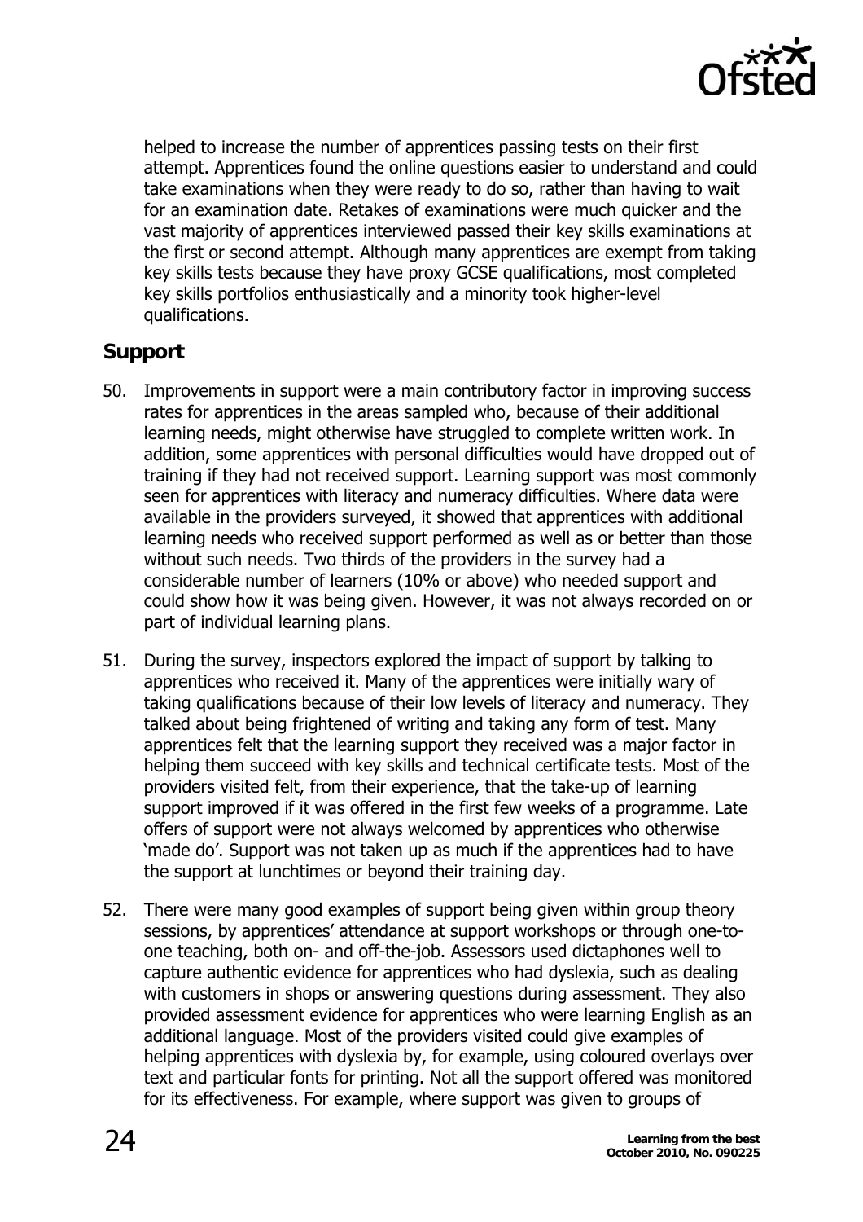helped to increase the number of apprentices passing tests on their first attempt. Apprentices found the online questions easier to understand and could take examinations when they were ready to do so, rather than having to wait for an examination date. Retakes of examinations were much quicker and the vast majority of apprentices interviewed passed their key skills examinations at the first or second attempt. Although many apprentices are exempt from taking key skills tests because they have proxy GCSE qualifications, most completed key skills portfolios enthusiastically and a minority took higher-level qualifications.

## Support

50. Improvements in support were a main contributory factor in improving success rates for apprentices in the areas sampled who, because of their additional learning needs, might otherwise have struggled to complete written work. In addition, some apprentices with personal difficulties would have dropped out of training if they had not received support. Learning support was most commonly seen for apprentices with literacy and numeracy difficulties. Where data were available in the providers surveyed, it showed that apprentices with additional learning needs who received support performed as well as or better than those without such needs. Two thirds of the providers in the survey had a considerable number of learners (10% or above) who needed support and could show how it was being given. However, it was not always recorded on or part of individual learning plans.

51. During the survey, inspectors explored the impact of support by talking to apprentices who received it. Many of the apprentices were initially wary of taking qualifications because of their low levels of literacy and numeracy. They talked about being frightened of writing and taking any form of test. Many apprentices felt that the learning support they received was a major factor in helping them succeed with key skills and technical certificate tests. Most of the providers visited felt, from their experience, that the take-up of learning support improved if it was offered in the first few weeks of a programme. Late offers of support were not always welcomed by apprentices who otherwise 'made do'. Support was not taken up as much if the apprentices had to have the support at lunchtimes or beyond their training day.

52. There were many good examples of support being given within group theory sessions, by apprentices' attendance at support workshops or through one-to-one teaching, both on- and off-the-job. Assessors used dictaphones well to capture authentic evidence for apprentices who had dyslexia, such as dealing with customers in shops or answering questions during assessment. They also provided assessment evidence for apprentices who were learning English as an additional language. Most of the providers visited could give examples of helping apprentices with dyslexia by, for example, using coloured overlays over text and particular fonts for printing. Not all the support offered was monitored for its effectiveness. For example, where support was given to groups of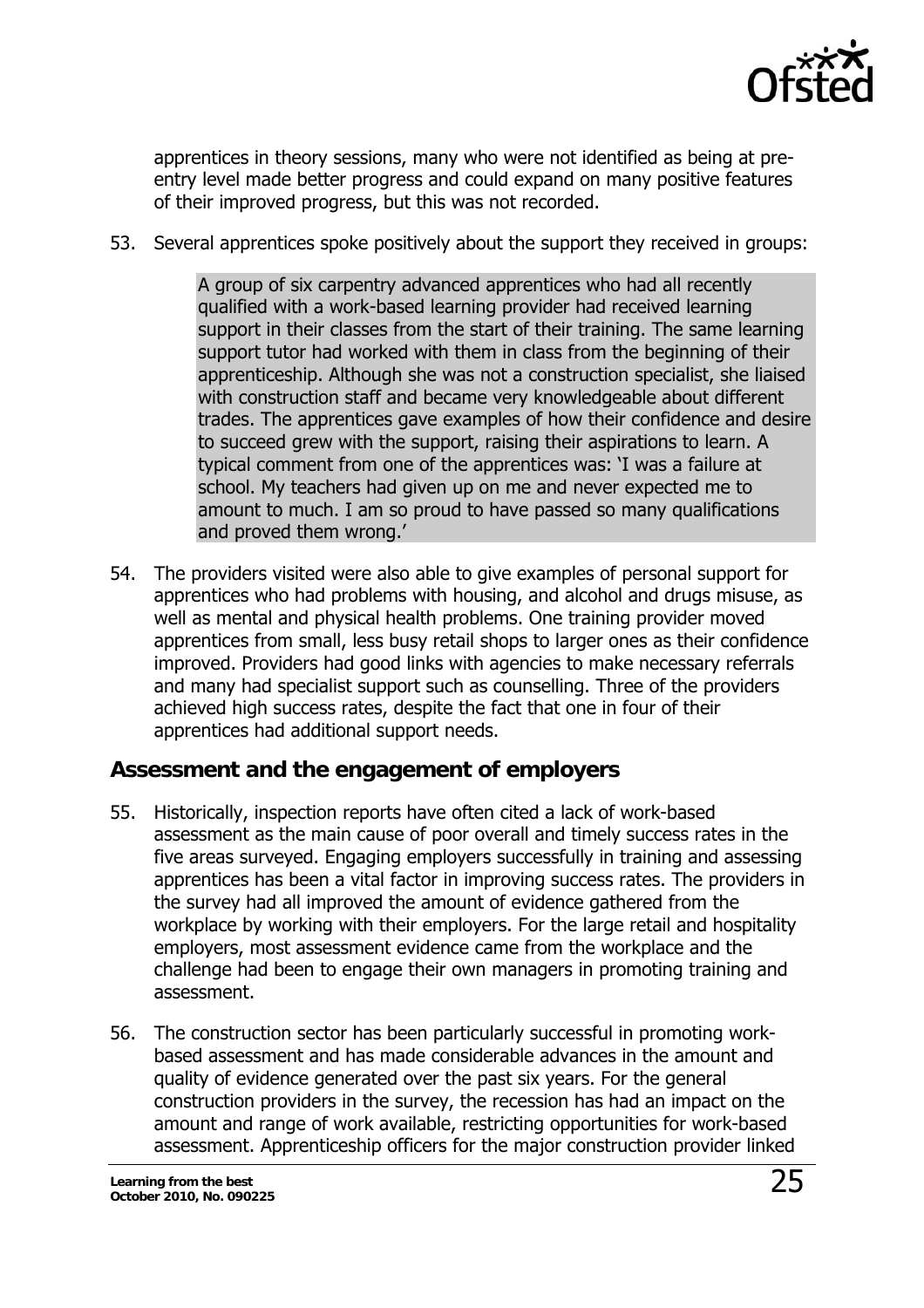apprentices in theory sessions, many who were not identified as being at pre-entry level made better progress and could expand on many positive features of their improved progress, but this was not recorded.

53. Several apprentices spoke positively about the support they received in groups:

> A group of six carpentry advanced apprentices who had all recently qualified with a work-based learning provider had received learning support in their classes from the start of their training. The same learning support tutor had worked with them in class from the beginning of their apprenticeship. Although she was not a construction specialist, she liaised with construction staff and became very knowledgeable about different trades. The apprentices gave examples of how their confidence and desire to succeed grew with the support, raising their aspirations to learn. A typical comment from one of the apprentices was: 'I was a failure at school. My teachers had given up on me and never expected me to amount to much. I am so proud to have passed so many qualifications and proved them wrong.'

54. The providers visited were also able to give examples of personal support for apprentices who had problems with housing, and alcohol and drugs misuse, as well as mental and physical health problems. One training provider moved apprentices from small, less busy retail shops to larger ones as their confidence improved. Providers had good links with agencies to make necessary referrals and many had specialist support such as counselling. Three of the providers achieved high success rates, despite the fact that one in four of their apprentices had additional support needs.

## Assessment and the engagement of employers

55. Historically, inspection reports have often cited a lack of work-based assessment as the main cause of poor overall and timely success rates in the five areas surveyed. Engaging employers successfully in training and assessing apprentices has been a vital factor in improving success rates. The providers in the survey had all improved the amount of evidence gathered from the workplace by working with their employers. For the large retail and hospitality employers, most assessment evidence came from the workplace and the challenge had been to engage their own managers in promoting training and assessment.

56. The construction sector has been particularly successful in promoting work-based assessment and has made considerable advances in the amount and quality of evidence generated over the past six years. For the general construction providers in the survey, the recession has had an impact on the amount and range of work available, restricting opportunities for work-based assessment. Apprenticeship officers for the major construction provider linked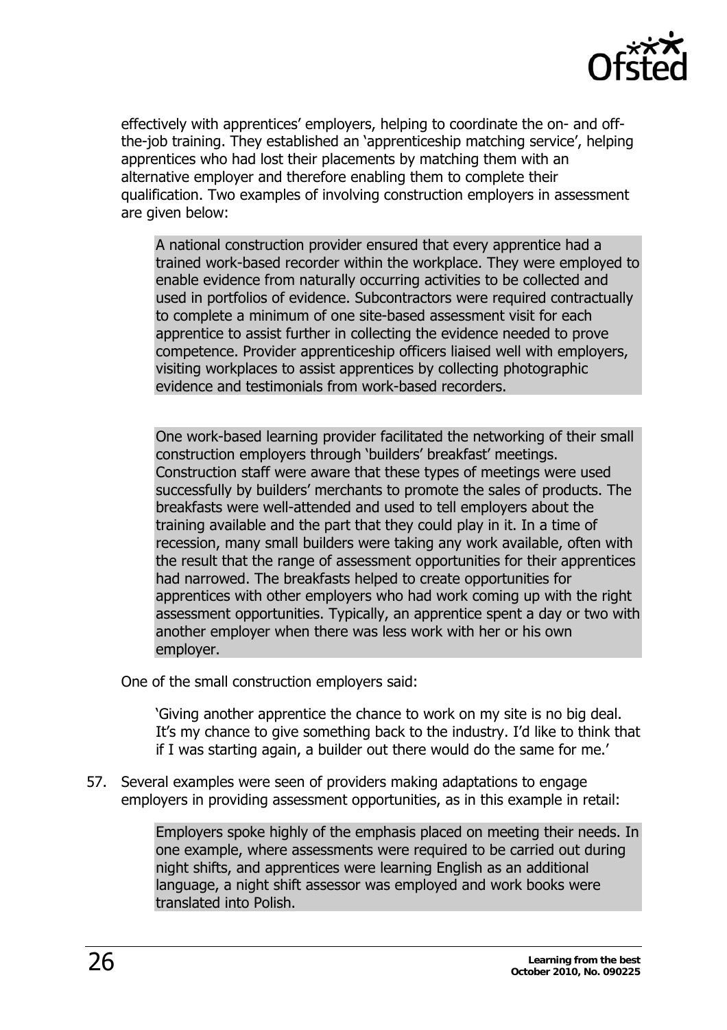effectively with apprentices' employers, helping to coordinate the on- and off-the-job training. They established an 'apprenticeship matching service', helping apprentices who had lost their placements by matching them with an alternative employer and therefore enabling them to complete their qualification. Two examples of involving construction employers in assessment are given below:

> A national construction provider ensured that every apprentice had a trained work-based recorder within the workplace. They were employed to enable evidence from naturally occurring activities to be collected and used in portfolios of evidence. Subcontractors were required contractually to complete a minimum of one site-based assessment visit for each apprentice to assist further in collecting the evidence needed to prove competence. Provider apprenticeship officers liaised well with employers, visiting workplaces to assist apprentices by collecting photographic evidence and testimonials from work-based recorders.

> One work-based learning provider facilitated the networking of their small construction employers through 'builders' breakfast' meetings. Construction staff were aware that these types of meetings were used successfully by builders' merchants to promote the sales of products. The breakfasts were well-attended and used to tell employers about the training available and the part that they could play in it. In a time of recession, many small builders were taking any work available, often with the result that the range of assessment opportunities for their apprentices had narrowed. The breakfasts helped to create opportunities for apprentices with other employers who had work coming up with the right assessment opportunities. Typically, an apprentice spent a day or two with another employer when there was less work with her or his own employer.

One of the small construction employers said:

> 'Giving another apprentice the chance to work on my site is no big deal. It's my chance to give something back to the industry. I'd like to think that if I was starting again, a builder out there would do the same for me.'

57. Several examples were seen of providers making adaptations to engage employers in providing assessment opportunities, as in this example in retail:

> Employers spoke highly of the emphasis placed on meeting their needs. In one example, where assessments were required to be carried out during night shifts, and apprentices were learning English as an additional language, a night shift assessor was employed and work books were translated into Polish.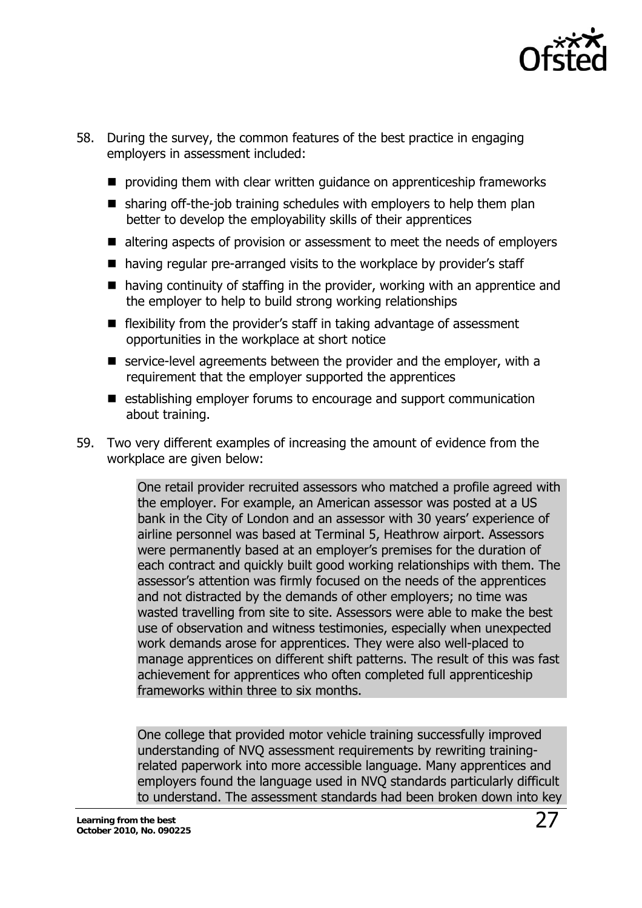58. During the survey, the common features of the best practice in engaging employers in assessment included:

    - providing them with clear written guidance on apprenticeship frameworks
    - sharing off-the-job training schedules with employers to help them plan better to develop the employability skills of their apprentices
    - altering aspects of provision or assessment to meet the needs of employers
    - having regular pre-arranged visits to the workplace by provider's staff
    - having continuity of staffing in the provider, working with an apprentice and the employer to help to build strong working relationships
    - flexibility from the provider's staff in taking advantage of assessment opportunities in the workplace at short notice
    - service-level agreements between the provider and the employer, with a requirement that the employer supported the apprentices
    - establishing employer forums to encourage and support communication about training.

59. Two very different examples of increasing the amount of evidence from the workplace are given below:

> One retail provider recruited assessors who matched a profile agreed with the employer. For example, an American assessor was posted at a US bank in the City of London and an assessor with 30 years' experience of airline personnel was based at Terminal 5, Heathrow airport. Assessors were permanently based at an employer's premises for the duration of each contract and quickly built good working relationships with them. The assessor's attention was firmly focused on the needs of the apprentices and not distracted by the demands of other employers; no time was wasted travelling from site to site. Assessors were able to make the best use of observation and witness testimonies, especially when unexpected work demands arose for apprentices. They were also well-placed to manage apprentices on different shift patterns. The result of this was fast achievement for apprentices who often completed full apprenticeship frameworks within three to six months.

> One college that provided motor vehicle training successfully improved understanding of NVQ assessment requirements by rewriting training-related paperwork into more accessible language. Many apprentices and employers found the language used in NVQ standards particularly difficult to understand. The assessment standards had been broken down into key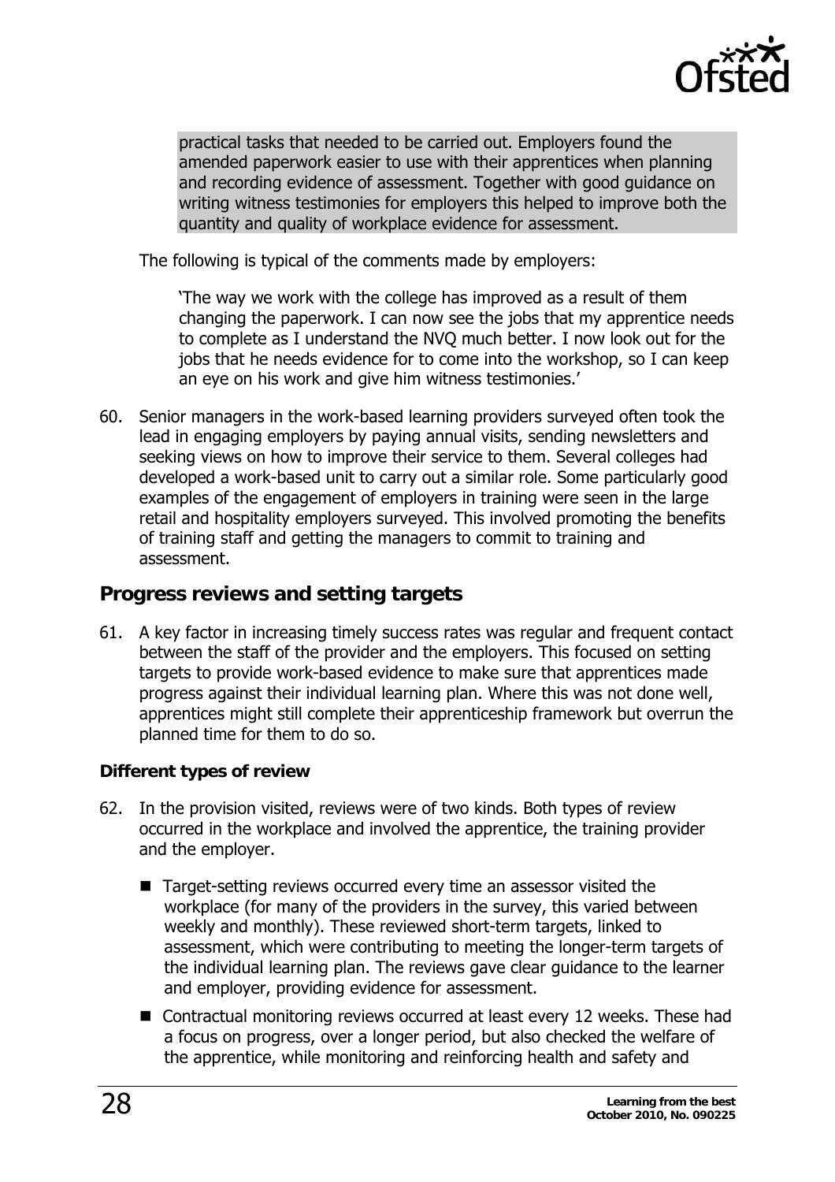practical tasks that needed to be carried out. Employers found the amended paperwork easier to use with their apprentices when planning and recording evidence of assessment. Together with good guidance on writing witness testimonies for employers this helped to improve both the quantity and quality of workplace evidence for assessment.

The following is typical of the comments made by employers:

> 'The way we work with the college has improved as a result of them changing the paperwork. I can now see the jobs that my apprentice needs to complete as I understand the NVQ much better. I now look out for the jobs that he needs evidence for to come into the workshop, so I can keep an eye on his work and give him witness testimonies.'

60. Senior managers in the work-based learning providers surveyed often took the lead in engaging employers by paying annual visits, sending newsletters and seeking views on how to improve their service to them. Several colleges had developed a work-based unit to carry out a similar role. Some particularly good examples of the engagement of employers in training were seen in the large retail and hospitality employers surveyed. This involved promoting the benefits of training staff and getting the managers to commit to training and assessment.

## Progress reviews and setting targets

61. A key factor in increasing timely success rates was regular and frequent contact between the staff of the provider and the employers. This focused on setting targets to provide work-based evidence to make sure that apprentices made progress against their individual learning plan. Where this was not done well, apprentices might still complete their apprenticeship framework but overrun the planned time for them to do so.

### Different types of review

62. In the provision visited, reviews were of two kinds. Both types of review occurred in the workplace and involved the apprentice, the training provider and the employer.

    - Target-setting reviews occurred every time an assessor visited the workplace (for many of the providers in the survey, this varied between weekly and monthly). These reviewed short-term targets, linked to assessment, which were contributing to meeting the longer-term targets of the individual learning plan. The reviews gave clear guidance to the learner and employer, providing evidence for assessment.
    - Contractual monitoring reviews occurred at least every 12 weeks. These had a focus on progress, over a longer period, but also checked the welfare of the apprentice, while monitoring and reinforcing health and safety and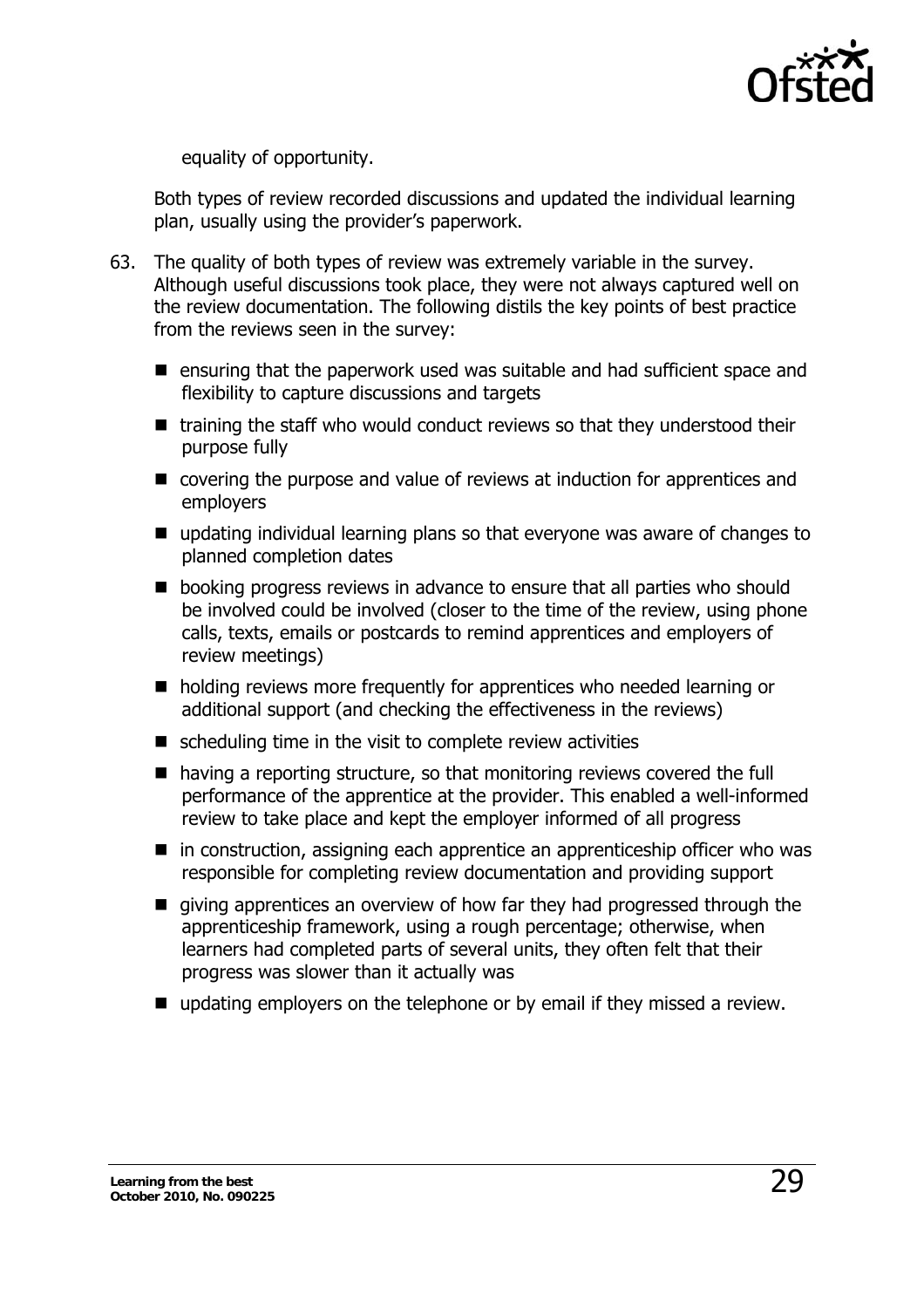equality of opportunity.

Both types of review recorded discussions and updated the individual learning plan, usually using the provider's paperwork.

63. The quality of both types of review was extremely variable in the survey. Although useful discussions took place, they were not always captured well on the review documentation. The following distils the key points of best practice from the reviews seen in the survey:

- ensuring that the paperwork used was suitable and had sufficient space and flexibility to capture discussions and targets
- training the staff who would conduct reviews so that they understood their purpose fully
- covering the purpose and value of reviews at induction for apprentices and employers
- updating individual learning plans so that everyone was aware of changes to planned completion dates
- booking progress reviews in advance to ensure that all parties who should be involved could be involved (closer to the time of the review, using phone calls, texts, emails or postcards to remind apprentices and employers of review meetings)
- holding reviews more frequently for apprentices who needed learning or additional support (and checking the effectiveness in the reviews)
- scheduling time in the visit to complete review activities
- having a reporting structure, so that monitoring reviews covered the full performance of the apprentice at the provider. This enabled a well-informed review to take place and kept the employer informed of all progress
- in construction, assigning each apprentice an apprenticeship officer who was responsible for completing review documentation and providing support
- giving apprentices an overview of how far they had progressed through the apprenticeship framework, using a rough percentage; otherwise, when learners had completed parts of several units, they often felt that their progress was slower than it actually was
- updating employers on the telephone or by email if they missed a review.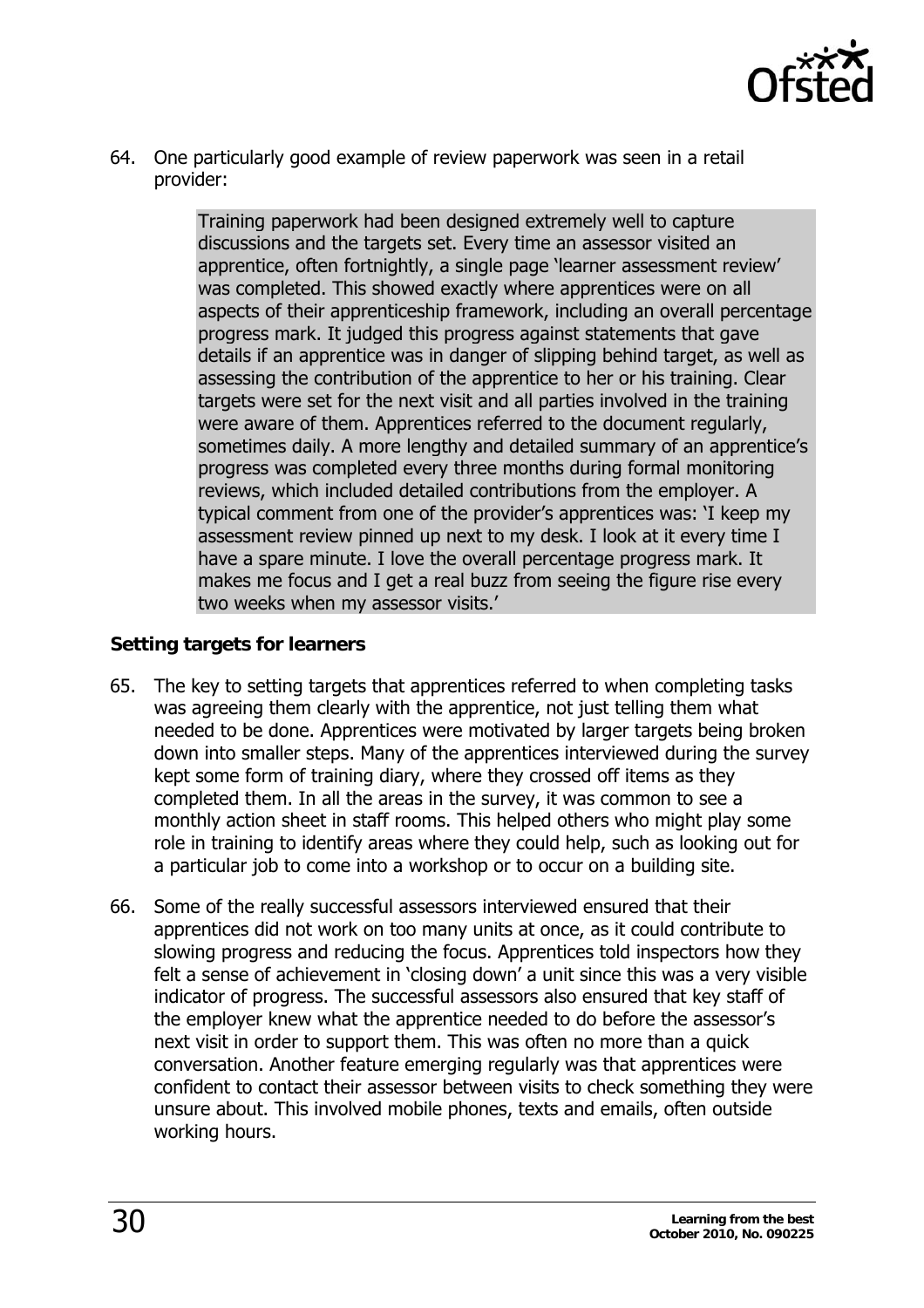64. One particularly good example of review paperwork was seen in a retail provider:

> Training paperwork had been designed extremely well to capture discussions and the targets set. Every time an assessor visited an apprentice, often fortnightly, a single page 'learner assessment review' was completed. This showed exactly where apprentices were on all aspects of their apprenticeship framework, including an overall percentage progress mark. It judged this progress against statements that gave details if an apprentice was in danger of slipping behind target, as well as assessing the contribution of the apprentice to her or his training. Clear targets were set for the next visit and all parties involved in the training were aware of them. Apprentices referred to the document regularly, sometimes daily. A more lengthy and detailed summary of an apprentice's progress was completed every three months during formal monitoring reviews, which included detailed contributions from the employer. A typical comment from one of the provider's apprentices was: 'I keep my assessment review pinned up next to my desk. I look at it every time I have a spare minute. I love the overall percentage progress mark. It makes me focus and I get a real buzz from seeing the figure rise every two weeks when my assessor visits.'

### Setting targets for learners

65. The key to setting targets that apprentices referred to when completing tasks was agreeing them clearly with the apprentice, not just telling them what needed to be done. Apprentices were motivated by larger targets being broken down into smaller steps. Many of the apprentices interviewed during the survey kept some form of training diary, where they crossed off items as they completed them. In all the areas in the survey, it was common to see a monthly action sheet in staff rooms. This helped others who might play some role in training to identify areas where they could help, such as looking out for a particular job to come into a workshop or to occur on a building site.

66. Some of the really successful assessors interviewed ensured that their apprentices did not work on too many units at once, as it could contribute to slowing progress and reducing the focus. Apprentices told inspectors how they felt a sense of achievement in 'closing down' a unit since this was a very visible indicator of progress. The successful assessors also ensured that key staff of the employer knew what the apprentice needed to do before the assessor's next visit in order to support them. This was often no more than a quick conversation. Another feature emerging regularly was that apprentices were confident to contact their assessor between visits to check something they were unsure about. This involved mobile phones, texts and emails, often outside working hours.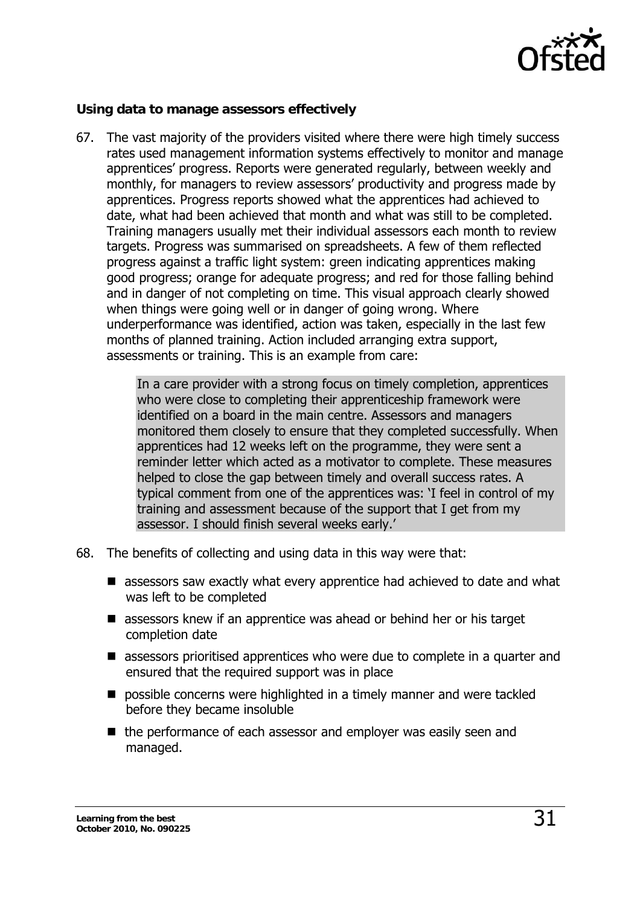**Using data to manage assessors effectively**

67. The vast majority of the providers visited where there were high timely success rates used management information systems effectively to monitor and manage apprentices' progress. Reports were generated regularly, between weekly and monthly, for managers to review assessors' productivity and progress made by apprentices. Progress reports showed what the apprentices had achieved to date, what had been achieved that month and what was still to be completed. Training managers usually met their individual assessors each month to review targets. Progress was summarised on spreadsheets. A few of them reflected progress against a traffic light system: green indicating apprentices making good progress; orange for adequate progress; and red for those falling behind and in danger of not completing on time. This visual approach clearly showed when things were going well or in danger of going wrong. Where underperformance was identified, action was taken, especially in the last few months of planned training. Action included arranging extra support, assessments or training. This is an example from care:

> In a care provider with a strong focus on timely completion, apprentices who were close to completing their apprenticeship framework were identified on a board in the main centre. Assessors and managers monitored them closely to ensure that they completed successfully. When apprentices had 12 weeks left on the programme, they were sent a reminder letter which acted as a motivator to complete. These measures helped to close the gap between timely and overall success rates. A typical comment from one of the apprentices was: 'I feel in control of my training and assessment because of the support that I get from my assessor. I should finish several weeks early.'

68. The benefits of collecting and using data in this way were that:

- assessors saw exactly what every apprentice had achieved to date and what was left to be completed
- assessors knew if an apprentice was ahead or behind her or his target completion date
- assessors prioritised apprentices who were due to complete in a quarter and ensured that the required support was in place
- possible concerns were highlighted in a timely manner and were tackled before they became insoluble
- the performance of each assessor and employer was easily seen and managed.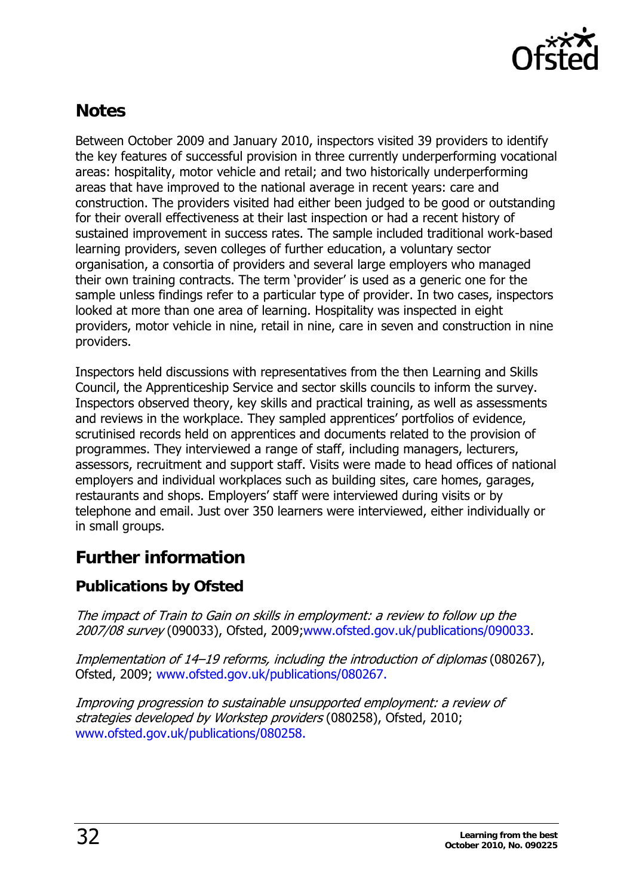## Notes

Between October 2009 and January 2010, inspectors visited 39 providers to identify the key features of successful provision in three currently underperforming vocational areas: hospitality, motor vehicle and retail; and two historically underperforming areas that have improved to the national average in recent years: care and construction. The providers visited had either been judged to be good or outstanding for their overall effectiveness at their last inspection or had a recent history of sustained improvement in success rates. The sample included traditional work-based learning providers, seven colleges of further education, a voluntary sector organisation, a consortia of providers and several large employers who managed their own training contracts. The term 'provider' is used as a generic one for the sample unless findings refer to a particular type of provider. In two cases, inspectors looked at more than one area of learning. Hospitality was inspected in eight providers, motor vehicle in nine, retail in nine, care in seven and construction in nine providers.

Inspectors held discussions with representatives from the then Learning and Skills Council, the Apprenticeship Service and sector skills councils to inform the survey. Inspectors observed theory, key skills and practical training, as well as assessments and reviews in the workplace. They sampled apprentices' portfolios of evidence, scrutinised records held on apprentices and documents related to the provision of programmes. They interviewed a range of staff, including managers, lecturers, assessors, recruitment and support staff. Visits were made to head offices of national employers and individual workplaces such as building sites, care homes, garages, restaurants and shops. Employers' staff were interviewed during visits or by telephone and email. Just over 350 learners were interviewed, either individually or in small groups.

## Further information

### Publications by Ofsted

*The impact of Train to Gain on skills in employment: a review to follow up the 2007/08 survey* (090033), Ofsted, 2009;www.ofsted.gov.uk/publications/090033.

*Implementation of 14–19 reforms, including the introduction of diplomas* (080267), Ofsted, 2009; www.ofsted.gov.uk/publications/080267.

*Improving progression to sustainable unsupported employment: a review of strategies developed by Workstep providers* (080258), Ofsted, 2010; www.ofsted.gov.uk/publications/080258.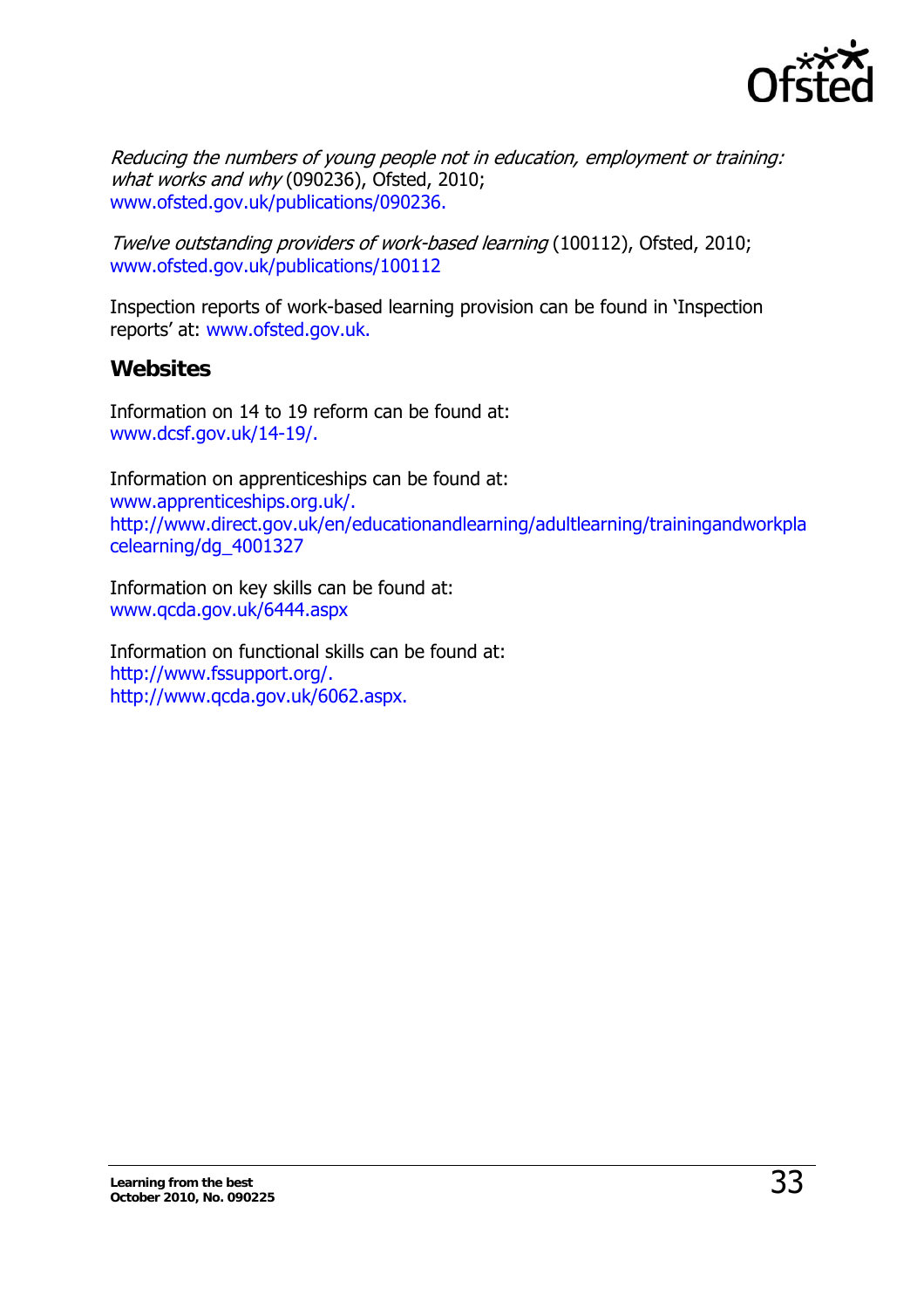*Reducing the numbers of young people not in education, employment or training: what works and why* (090236), Ofsted, 2010; www.ofsted.gov.uk/publications/090236.

*Twelve outstanding providers of work-based learning* (100112), Ofsted, 2010; www.ofsted.gov.uk/publications/100112

Inspection reports of work-based learning provision can be found in 'Inspection reports' at: www.ofsted.gov.uk.

## Websites

Information on 14 to 19 reform can be found at:
www.dcsf.gov.uk/14-19/.

Information on apprenticeships can be found at:
www.apprenticeships.org.uk/.
http://www.direct.gov.uk/en/educationandlearning/adultlearning/trainingandworkplacelearning/dg_4001327

Information on key skills can be found at:
www.qcda.gov.uk/6444.aspx

Information on functional skills can be found at:
http://www.fssupport.org/.
http://www.qcda.gov.uk/6062.aspx.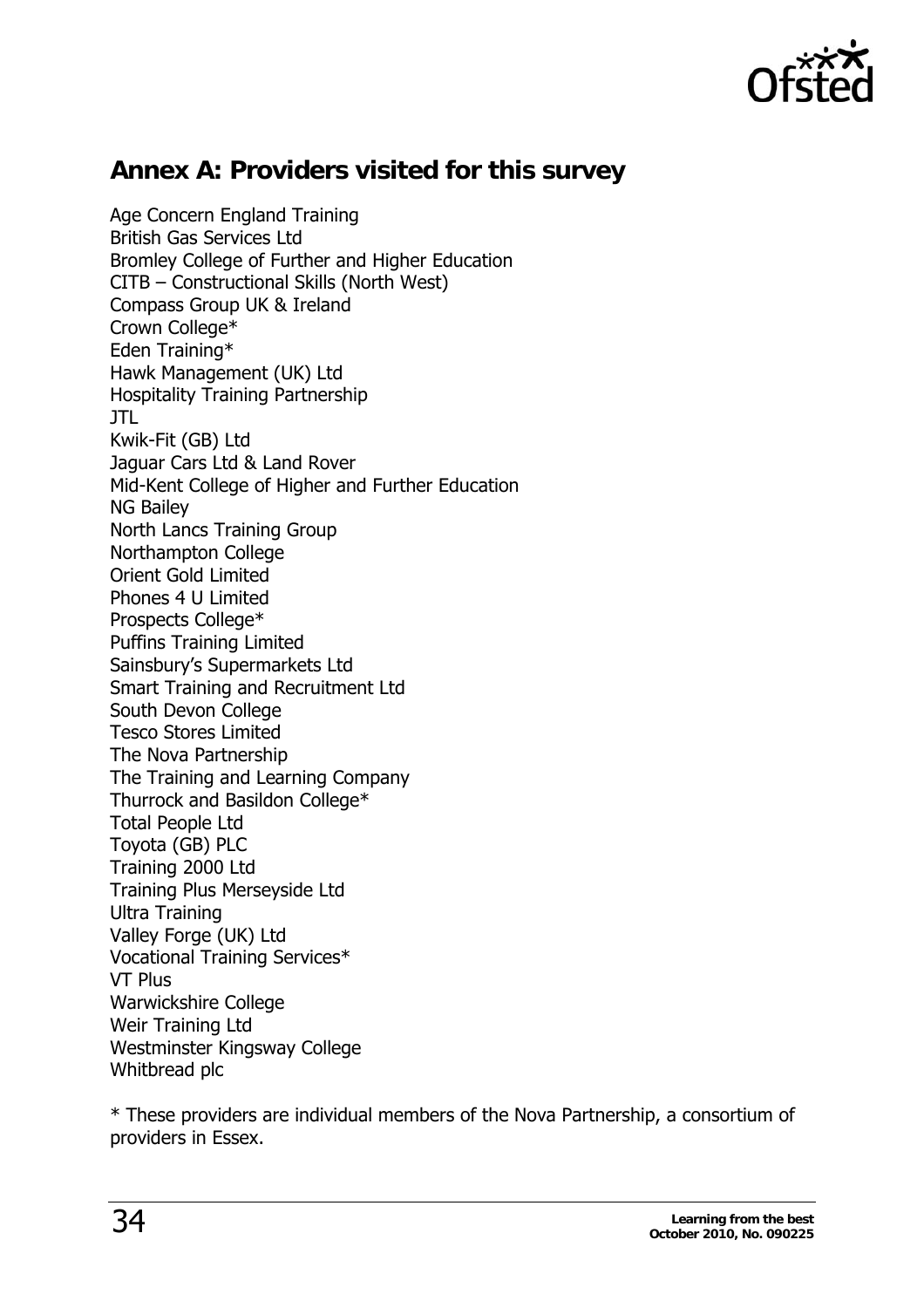## Annex A: Providers visited for this survey

Age Concern England Training
British Gas Services Ltd
Bromley College of Further and Higher Education
CITB – Constructional Skills (North West)
Compass Group UK & Ireland
Crown College*
Eden Training*
Hawk Management (UK) Ltd
Hospitality Training Partnership
JTL
Kwik-Fit (GB) Ltd
Jaguar Cars Ltd & Land Rover
Mid-Kent College of Higher and Further Education
NG Bailey
North Lancs Training Group
Northampton College
Orient Gold Limited
Phones 4 U Limited
Prospects College*
Puffins Training Limited
Sainsbury's Supermarkets Ltd
Smart Training and Recruitment Ltd
South Devon College
Tesco Stores Limited
The Nova Partnership
The Training and Learning Company
Thurrock and Basildon College*
Total People Ltd
Toyota (GB) PLC
Training 2000 Ltd
Training Plus Merseyside Ltd
Ultra Training
Valley Forge (UK) Ltd
Vocational Training Services*
VT Plus
Warwickshire College
Weir Training Ltd
Westminster Kingsway College
Whitbread plc

* These providers are individual members of the Nova Partnership, a consortium of providers in Essex.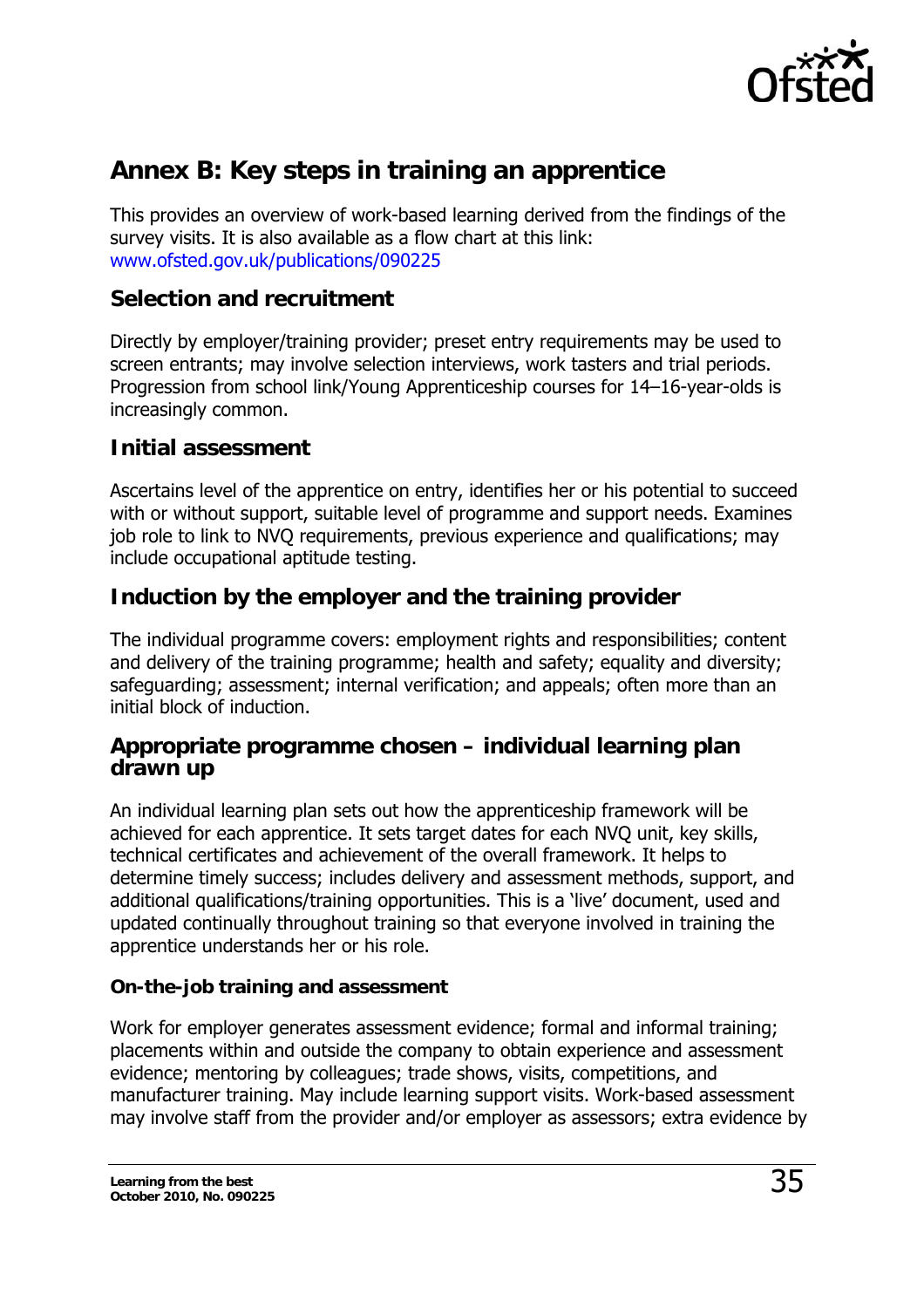## Annex B: Key steps in training an apprentice

This provides an overview of work-based learning derived from the findings of the survey visits. It is also available as a flow chart at this link: www.ofsted.gov.uk/publications/090225

### Selection and recruitment

Directly by employer/training provider; preset entry requirements may be used to screen entrants; may involve selection interviews, work tasters and trial periods. Progression from school link/Young Apprenticeship courses for 14–16-year-olds is increasingly common.

### Initial assessment

Ascertains level of the apprentice on entry, identifies her or his potential to succeed with or without support, suitable level of programme and support needs. Examines job role to link to NVQ requirements, previous experience and qualifications; may include occupational aptitude testing.

### Induction by the employer and the training provider

The individual programme covers: employment rights and responsibilities; content and delivery of the training programme; health and safety; equality and diversity; safeguarding; assessment; internal verification; and appeals; often more than an initial block of induction.

### Appropriate programme chosen – individual learning plan drawn up

An individual learning plan sets out how the apprenticeship framework will be achieved for each apprentice. It sets target dates for each NVQ unit, key skills, technical certificates and achievement of the overall framework. It helps to determine timely success; includes delivery and assessment methods, support, and additional qualifications/training opportunities. This is a 'live' document, used and updated continually throughout training so that everyone involved in training the apprentice understands her or his role.

#### On-the-job training and assessment

Work for employer generates assessment evidence; formal and informal training; placements within and outside the company to obtain experience and assessment evidence; mentoring by colleagues; trade shows, visits, competitions, and manufacturer training. May include learning support visits. Work-based assessment may involve staff from the provider and/or employer as assessors; extra evidence by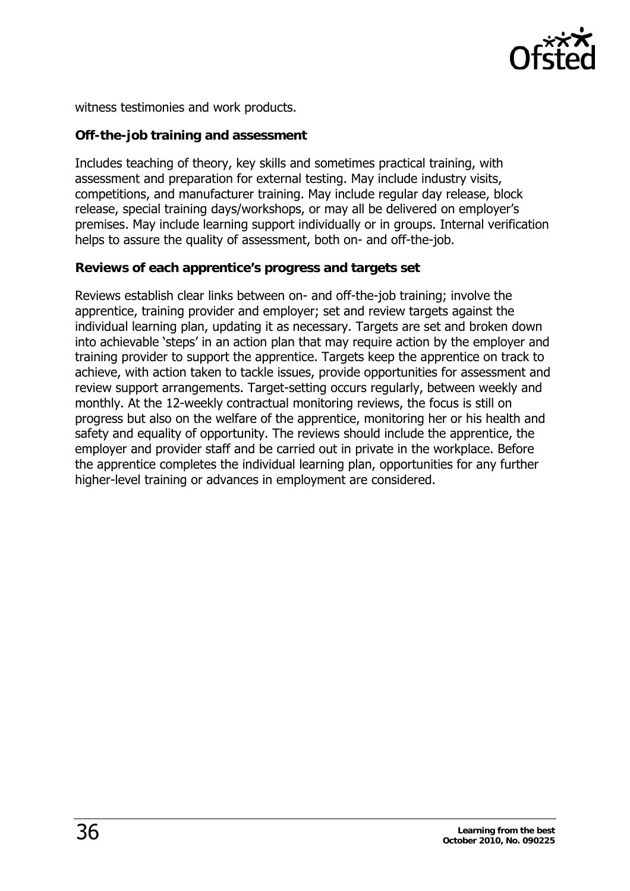witness testimonies and work products.

**Off-the-job training and assessment**

Includes teaching of theory, key skills and sometimes practical training, with assessment and preparation for external testing. May include industry visits, competitions, and manufacturer training. May include regular day release, block release, special training days/workshops, or may all be delivered on employer's premises. May include learning support individually or in groups. Internal verification helps to assure the quality of assessment, both on- and off-the-job.

**Reviews of each apprentice's progress and targets set**

Reviews establish clear links between on- and off-the-job training; involve the apprentice, training provider and employer; set and review targets against the individual learning plan, updating it as necessary. Targets are set and broken down into achievable 'steps' in an action plan that may require action by the employer and training provider to support the apprentice. Targets keep the apprentice on track to achieve, with action taken to tackle issues, provide opportunities for assessment and review support arrangements. Target-setting occurs regularly, between weekly and monthly. At the 12-weekly contractual monitoring reviews, the focus is still on progress but also on the welfare of the apprentice, monitoring her or his health and safety and equality of opportunity. The reviews should include the apprentice, the employer and provider staff and be carried out in private in the workplace. Before the apprentice completes the individual learning plan, opportunities for any further higher-level training or advances in employment are considered.